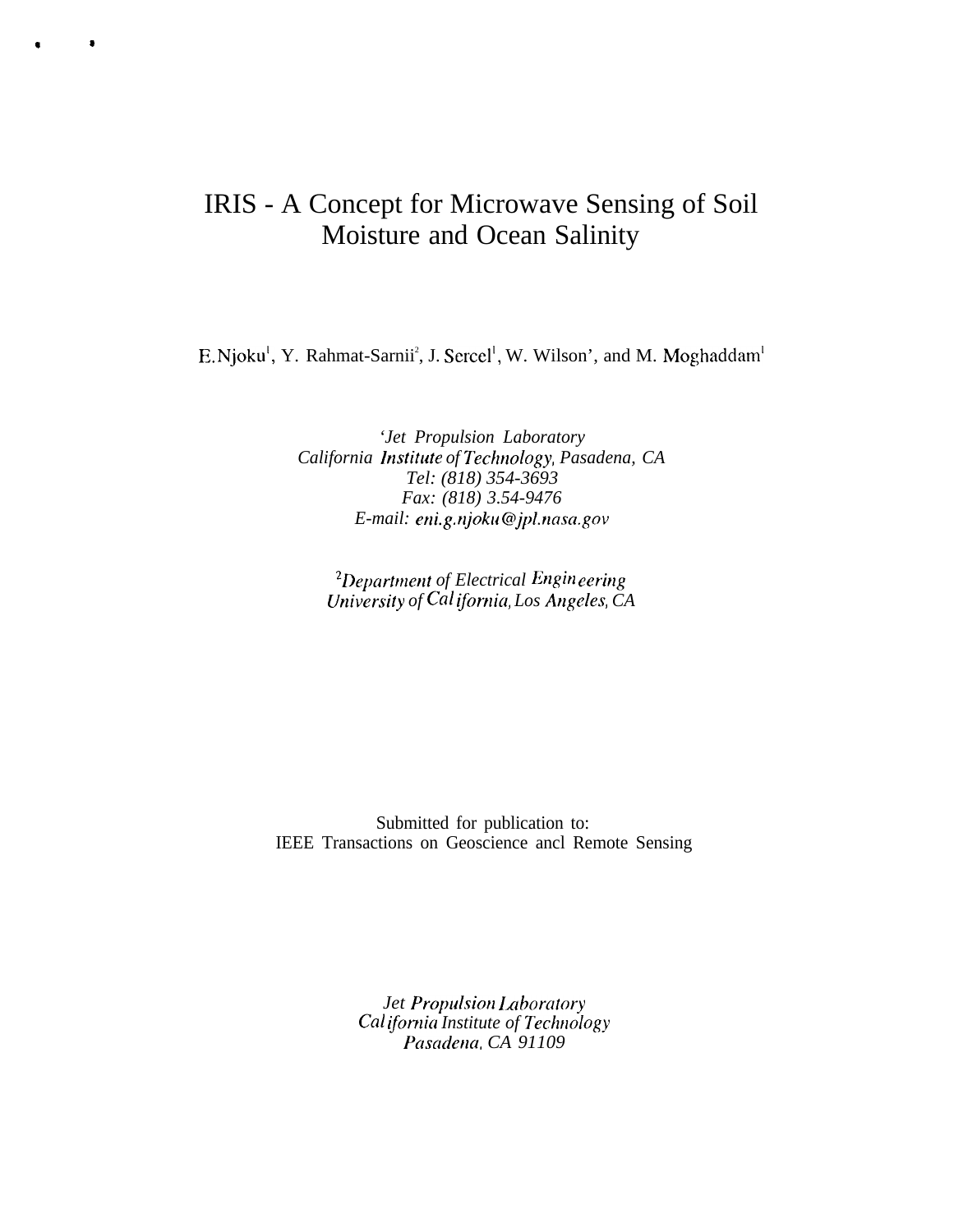#  IRIS - A Concept for Microwave Sensing of Soil Moisture and Ocean Salinity

E. Njoku[1], Y. Rahmat-Sarnii[2], J. Sercel[1], W. Wilson', and M. Moghaddam[1]

*'Jet Propulsion Laboratory*
*California Institute of Technology, Pasadena, CA*
*Tel: (818) 354-3693*
*Fax: (818) 3.54-9476*
*E-mail: eni.g.njoku@jpl.nasa.gov*

*[2]Department of Electrical Engineering*
*University of California, Los Angeles, CA*

Submitted for publication to:
IEEE Transactions on Geoscience ancl Remote Sensing

*Jet Propulsion Laboratory*
*California Institute of Technology*
*Pasadena, CA 91109*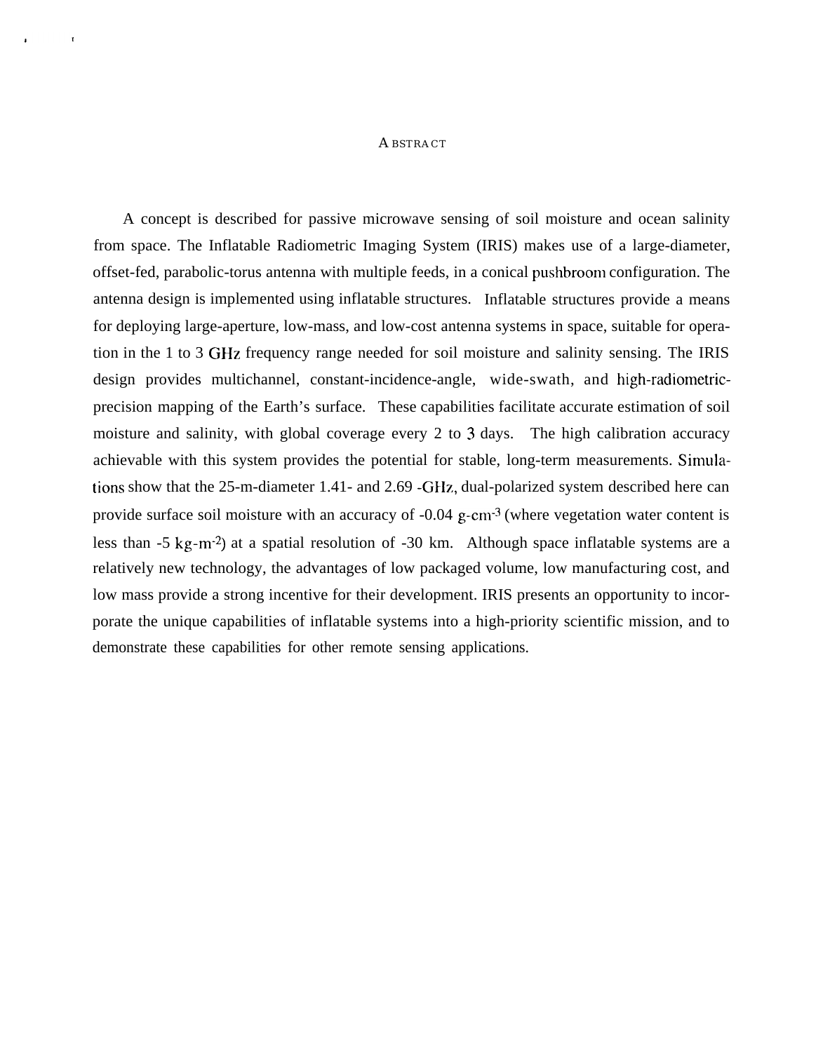## ABSTRACT

A concept is described for passive microwave sensing of soil moisture and ocean salinity from space. The Inflatable Radiometric Imaging System (IRIS) makes use of a large-diameter, offset-fed, parabolic-torus antenna with multiple feeds, in a conical pushbroom configuration. The antenna design is implemented using inflatable structures. Inflatable structures provide a means for deploying large-aperture, low-mass, and low-cost antenna systems in space, suitable for operation in the 1 to 3 GHz frequency range needed for soil moisture and salinity sensing. The IRIS design provides multichannel, constant-incidence-angle, wide-swath, and high-radiometric-precision mapping of the Earth's surface. These capabilities facilitate accurate estimation of soil moisture and salinity, with global coverage every 2 to 3 days. The high calibration accuracy achievable with this system provides the potential for stable, long-term measurements. Simulations show that the 25-m-diameter 1.41- and 2.69 -GHz, dual-polarized system described here can provide surface soil moisture with an accuracy of -0.04 $g\text{-}cm^{-3}$ (where vegetation water content is less than -5 $kg\text{-}m^{-2}$) at a spatial resolution of -30 km. Although space inflatable systems are a relatively new technology, the advantages of low packaged volume, low manufacturing cost, and low mass provide a strong incentive for their development. IRIS presents an opportunity to incorporate the unique capabilities of inflatable systems into a high-priority scientific mission, and to demonstrate these capabilities for other remote sensing applications.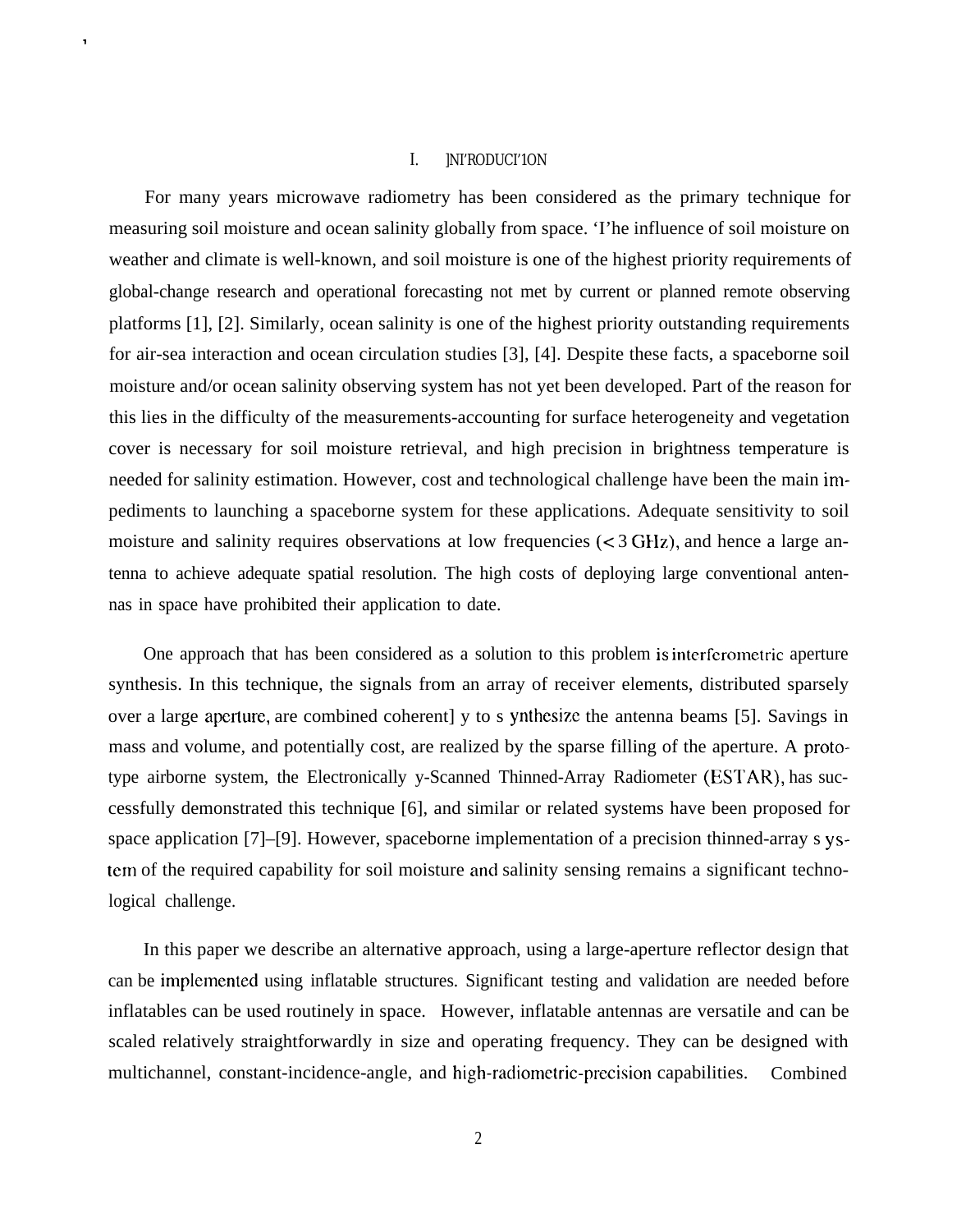## I. INTRODUCTION

For many years microwave radiometry has been considered as the primary technique for measuring soil moisture and ocean salinity globally from space. The influence of soil moisture on weather and climate is well-known, and soil moisture is one of the highest priority requirements of global-change research and operational forecasting not met by current or planned remote observing platforms [1], [2]. Similarly, ocean salinity is one of the highest priority outstanding requirements for air-sea interaction and ocean circulation studies [3], [4]. Despite these facts, a spaceborne soil moisture and/or ocean salinity observing system has not yet been developed. Part of the reason for this lies in the difficulty of the measurements-accounting for surface heterogeneity and vegetation cover is necessary for soil moisture retrieval, and high precision in brightness temperature is needed for salinity estimation. However, cost and technological challenge have been the main impediments to launching a spaceborne system for these applications. Adequate sensitivity to soil moisture and salinity requires observations at low frequencies (< 3 GHz), and hence a large antenna to achieve adequate spatial resolution. The high costs of deploying large conventional antennas in space have prohibited their application to date.

One approach that has been considered as a solution to this problem is interferometric aperture synthesis. In this technique, the signals from an array of receiver elements, distributed sparsely over a large aperture, are combined coherently to synthesize the antenna beams [5]. Savings in mass and volume, and potentially cost, are realized by the sparse filling of the aperture. A prototype airborne system, the Electronically y-Scanned Thinned-Array Radiometer (ESTAR), has successfully demonstrated this technique [6], and similar or related systems have been proposed for space application [7]–[9]. However, spaceborne implementation of a precision thinned-array system of the required capability for soil moisture and salinity sensing remains a significant technological challenge.

In this paper we describe an alternative approach, using a large-aperture reflector design that can be implemented using inflatable structures. Significant testing and validation are needed before inflatables can be used routinely in space. However, inflatable antennas are versatile and can be scaled relatively straightforwardly in size and operating frequency. They can be designed with multichannel, constant-incidence-angle, and high-radiometric-precision capabilities. Combined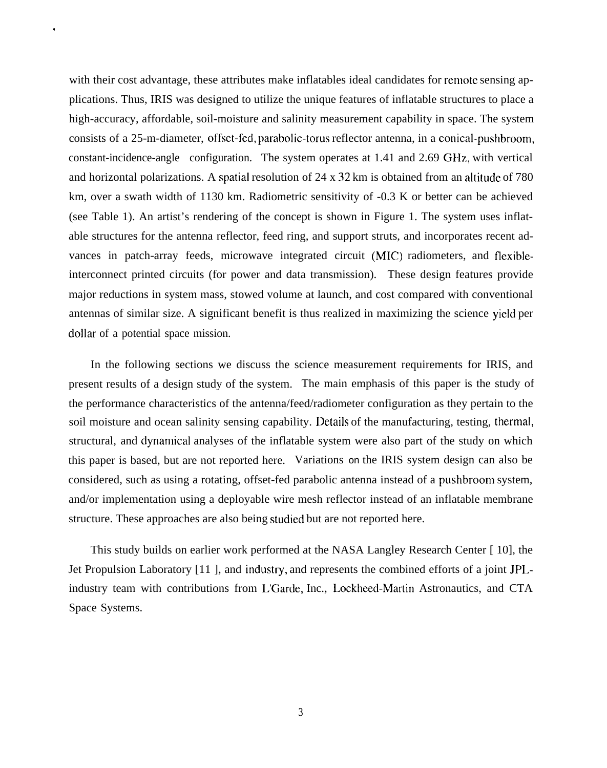with their cost advantage, these attributes make inflatables ideal candidates for remote sensing applications. Thus, IRIS was designed to utilize the unique features of inflatable structures to place a high-accuracy, affordable, soil-moisture and salinity measurement capability in space. The system consists of a 25-m-diameter, offset-fed, parabolic-torus reflector antenna, in a conical-pushbroom, constant-incidence-angle configuration. The system operates at 1.41 and 2.69 GHz, with vertical and horizontal polarizations. A spatial resolution of 24 x 32 km is obtained from an altitude of 780 km, over a swath width of 1130 km. Radiometric sensitivity of -0.3 K or better can be achieved (see Table 1). An artist's rendering of the concept is shown in Figure 1. The system uses inflatable structures for the antenna reflector, feed ring, and support struts, and incorporates recent advances in patch-array feeds, microwave integrated circuit (MIC) radiometers, and flexible-interconnect printed circuits (for power and data transmission). These design features provide major reductions in system mass, stowed volume at launch, and cost compared with conventional antennas of similar size. A significant benefit is thus realized in maximizing the science yield per dollar of a potential space mission.

In the following sections we discuss the science measurement requirements for IRIS, and present results of a design study of the system. The main emphasis of this paper is the study of the performance characteristics of the antenna/feed/radiometer configuration as they pertain to the soil moisture and ocean salinity sensing capability. Details of the manufacturing, testing, thermal, structural, and dynamical analyses of the inflatable system were also part of the study on which this paper is based, but are not reported here. Variations on the IRIS system design can also be considered, such as using a rotating, offset-fed parabolic antenna instead of a pushbroom system, and/or implementation using a deployable wire mesh reflector instead of an inflatable membrane structure. These approaches are also being studied but are not reported here.

This study builds on earlier work performed at the NASA Langley Research Center [10], the Jet Propulsion Laboratory [11], and industry, and represents the combined efforts of a joint JPL-industry team with contributions from L'Garde, Inc., Lockheed-Martin Astronautics, and CTA Space Systems.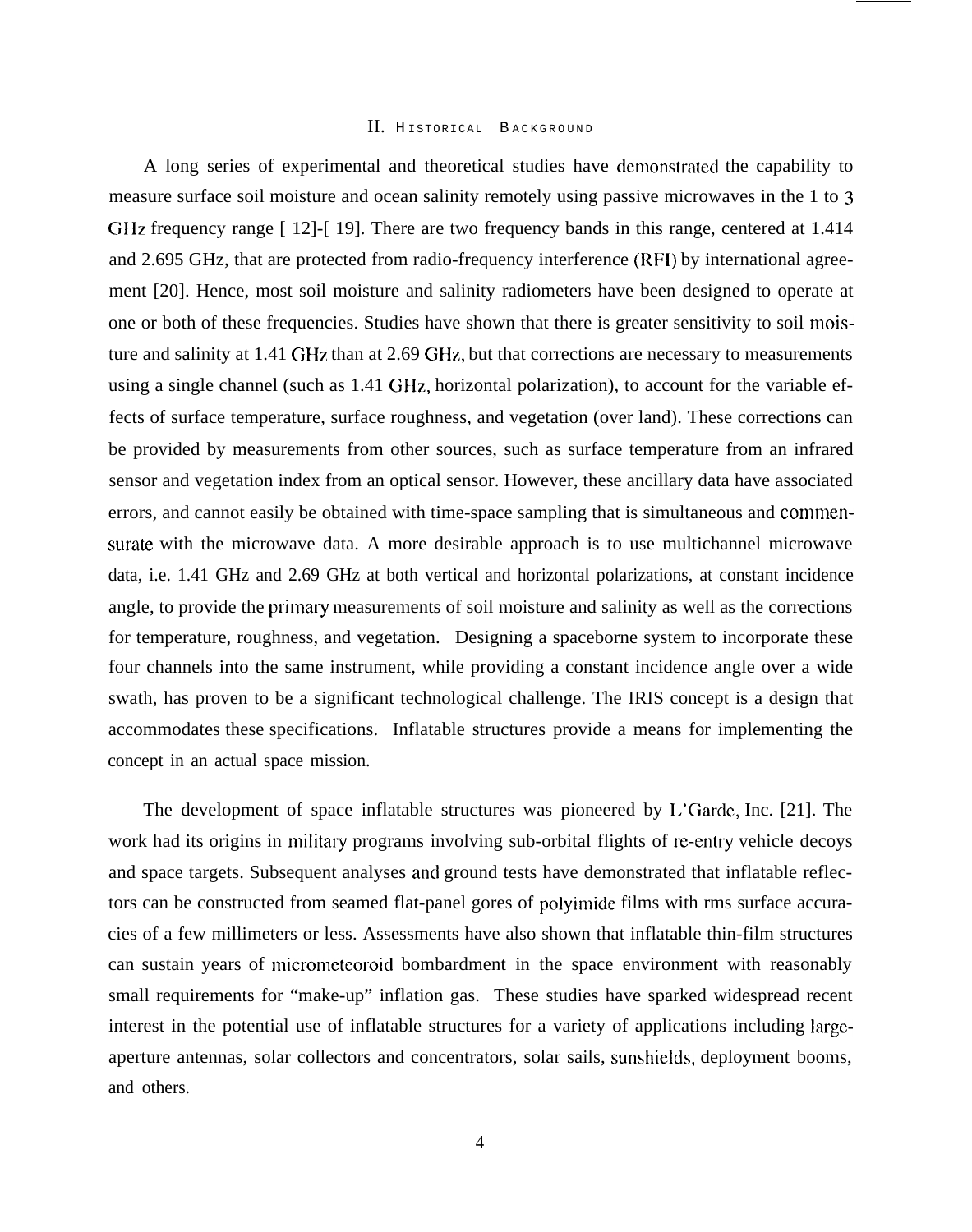## II. Historical Background

A long series of experimental and theoretical studies have demonstrated the capability to measure surface soil moisture and ocean salinity remotely using passive microwaves in the 1 to 3 GHz frequency range [ 12]-[ 19]. There are two frequency bands in this range, centered at 1.414 and 2.695 GHz, that are protected from radio-frequency interference (RFI) by international agreement [20]. Hence, most soil moisture and salinity radiometers have been designed to operate at one or both of these frequencies. Studies have shown that there is greater sensitivity to soil moisture and salinity at 1.41 GHz than at 2.69 GHz, but that corrections are necessary to measurements using a single channel (such as 1.41 GHz, horizontal polarization), to account for the variable effects of surface temperature, surface roughness, and vegetation (over land). These corrections can be provided by measurements from other sources, such as surface temperature from an infrared sensor and vegetation index from an optical sensor. However, these ancillary data have associated errors, and cannot easily be obtained with time-space sampling that is simultaneous and commensurate with the microwave data. A more desirable approach is to use multichannel microwave data, i.e. 1.41 GHz and 2.69 GHz at both vertical and horizontal polarizations, at constant incidence angle, to provide the primary measurements of soil moisture and salinity as well as the corrections for temperature, roughness, and vegetation. Designing a spaceborne system to incorporate these four channels into the same instrument, while providing a constant incidence angle over a wide swath, has proven to be a significant technological challenge. The IRIS concept is a design that accommodates these specifications. Inflatable structures provide a means for implementing the concept in an actual space mission.

The development of space inflatable structures was pioneered by L'Garde, Inc. [21]. The work had its origins in military programs involving sub-orbital flights of re-entry vehicle decoys and space targets. Subsequent analyses and ground tests have demonstrated that inflatable reflectors can be constructed from seamed flat-panel gores of polyimide films with rms surface accuracies of a few millimeters or less. Assessments have also shown that inflatable thin-film structures can sustain years of micrometeoroid bombardment in the space environment with reasonably small requirements for "make-up" inflation gas. These studies have sparked widespread recent interest in the potential use of inflatable structures for a variety of applications including large-aperture antennas, solar collectors and concentrators, solar sails, sunshields, deployment booms, and others.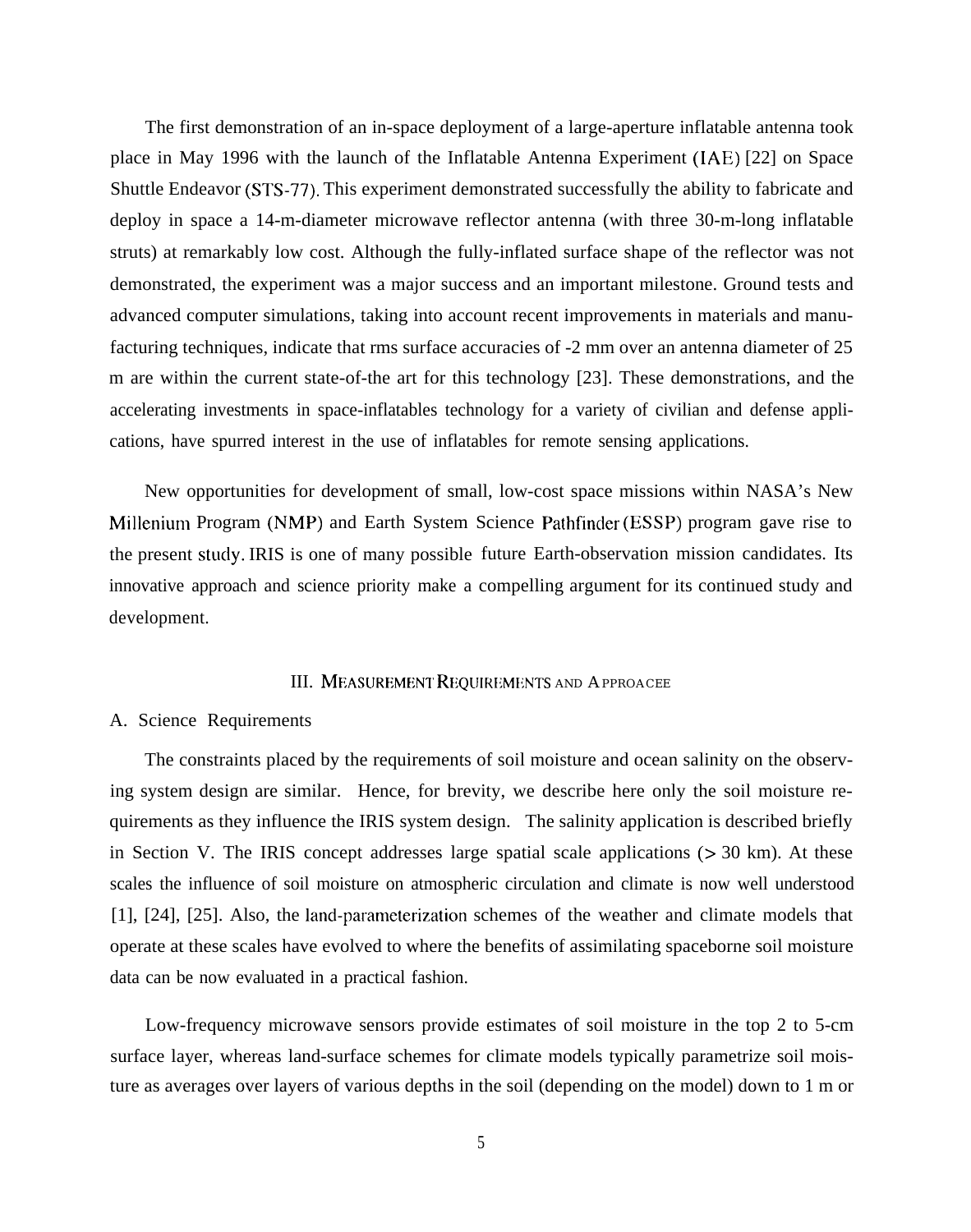The first demonstration of an in-space deployment of a large-aperture inflatable antenna took place in May 1996 with the launch of the Inflatable Antenna Experiment (IAE) [22] on Space Shuttle Endeavor (STS-77). This experiment demonstrated successfully the ability to fabricate and deploy in space a 14-m-diameter microwave reflector antenna (with three 30-m-long inflatable struts) at remarkably low cost. Although the fully-inflated surface shape of the reflector was not demonstrated, the experiment was a major success and an important milestone. Ground tests and advanced computer simulations, taking into account recent improvements in materials and manufacturing techniques, indicate that rms surface accuracies of -2 mm over an antenna diameter of 25 m are within the current state-of-the art for this technology [23]. These demonstrations, and the accelerating investments in space-inflatables technology for a variety of civilian and defense applications, have spurred interest in the use of inflatables for remote sensing applications.

New opportunities for development of small, low-cost space missions within NASA's New Millenium Program (NMP) and Earth System Science Pathfinder (ESSP) program gave rise to the present study. IRIS is one of many possible future Earth-observation mission candidates. Its innovative approach and science priority make a compelling argument for its continued study and development.

## III. Measurement Requirements and Approacee

### A. Science Requirements

The constraints placed by the requirements of soil moisture and ocean salinity on the observing system design are similar. Hence, for brevity, we describe here only the soil moisture requirements as they influence the IRIS system design. The salinity application is described briefly in Section V. The IRIS concept addresses large spatial scale applications (> 30 km). At these scales the influence of soil moisture on atmospheric circulation and climate is now well understood [1], [24], [25]. Also, the land-parameterization schemes of the weather and climate models that operate at these scales have evolved to where the benefits of assimilating spaceborne soil moisture data can be now evaluated in a practical fashion.

Low-frequency microwave sensors provide estimates of soil moisture in the top 2 to 5-cm surface layer, whereas land-surface schemes for climate models typically parametrize soil moisture as averages over layers of various depths in the soil (depending on the model) down to 1 m or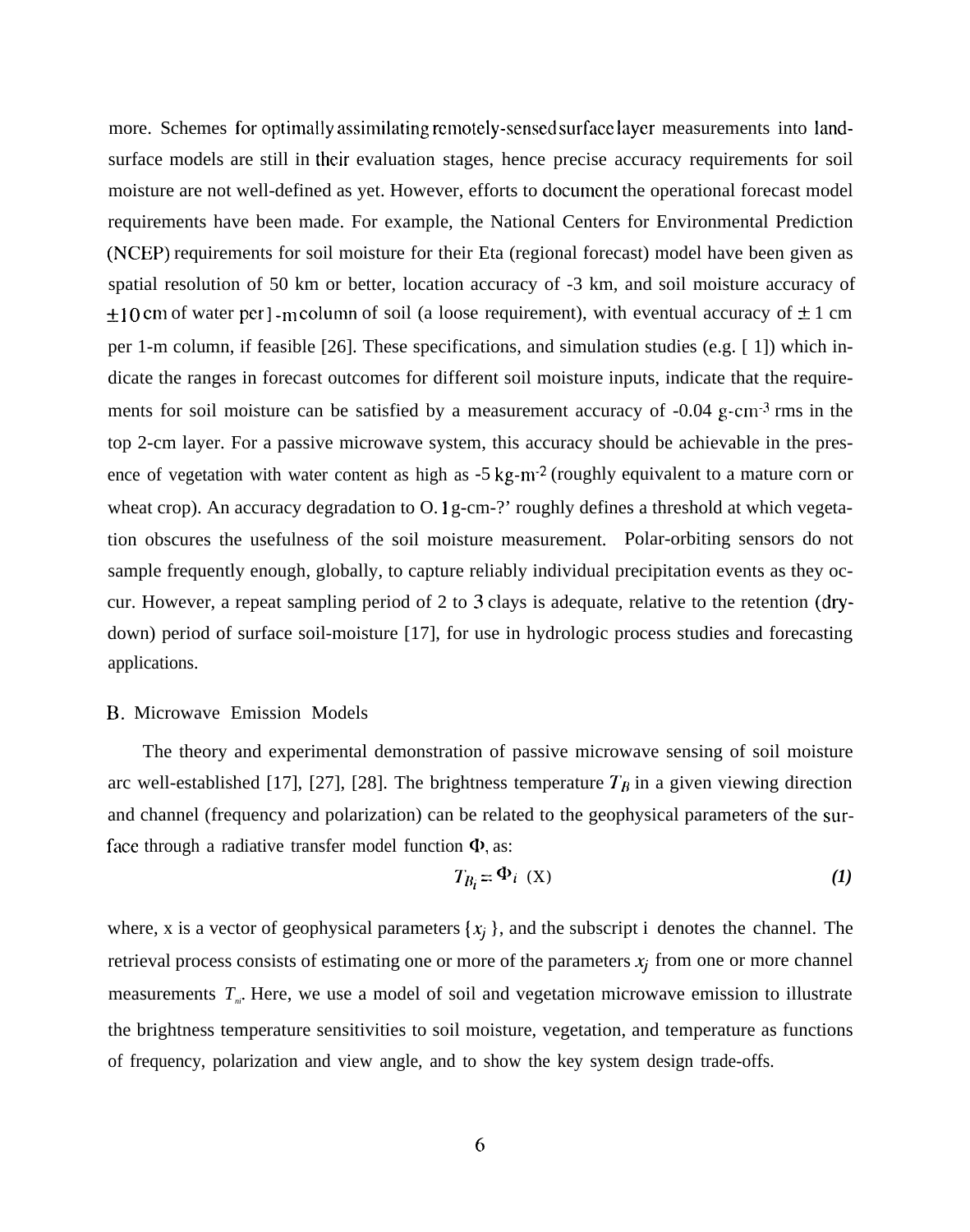more. Schemes for optimally assimilating remotely-sensed surface layer measurements into land-surface models are still in their evaluation stages, hence precise accuracy requirements for soil moisture are not well-defined as yet. However, efforts to document the operational forecast model requirements have been made. For example, the National Centers for Environmental Prediction (NCEP) requirements for soil moisture for their Eta (regional forecast) model have been given as spatial resolution of 50 km or better, location accuracy of -3 km, and soil moisture accuracy of $\pm 10$ cm of water per 1-m column of soil (a loose requirement), with eventual accuracy of $\pm 1$ cm per 1-m column, if feasible [26]. These specifications, and simulation studies (e.g. [1]) which indicate the ranges in forecast outcomes for different soil moisture inputs, indicate that the requirements for soil moisture can be satisfied by a measurement accuracy of -0.04 $g\text{-}cm^{-3}$ rms in the top 2-cm layer. For a passive microwave system, this accuracy should be achievable in the presence of vegetation with water content as high as -5 $kg\text{-}m^{-2}$ (roughly equivalent to a mature corn or wheat crop). An accuracy degradation to 0.1 g-cm-?' roughly defines a threshold at which vegetation obscures the usefulness of the soil moisture measurement. Polar-orbiting sensors do not sample frequently enough, globally, to capture reliably individual precipitation events as they occur. However, a repeat sampling period of 2 to 3 days is adequate, relative to the retention (dry-down) period of surface soil-moisture [17], for use in hydrologic process studies and forecasting applications.

### B. Microwave Emission Models

The theory and experimental demonstration of passive microwave sensing of soil moisture are well-established [17], [27], [28]. The brightness temperature $T_B$ in a given viewing direction and channel (frequency and polarization) can be related to the geophysical parameters of the surface through a radiative transfer model function $\Phi$, as:

$$T_{B_i} = \Phi_i \, (X) \tag{1}$$

where, x is a vector of geophysical parameters $\{x_j\}$, and the subscript i denotes the channel. The retrieval process consists of estimating one or more of the parameters $x_j$ from one or more channel measurements $T_{Bi}$. Here, we use a model of soil and vegetation microwave emission to illustrate the brightness temperature sensitivities to soil moisture, vegetation, and temperature as functions of frequency, polarization and view angle, and to show the key system design trade-offs.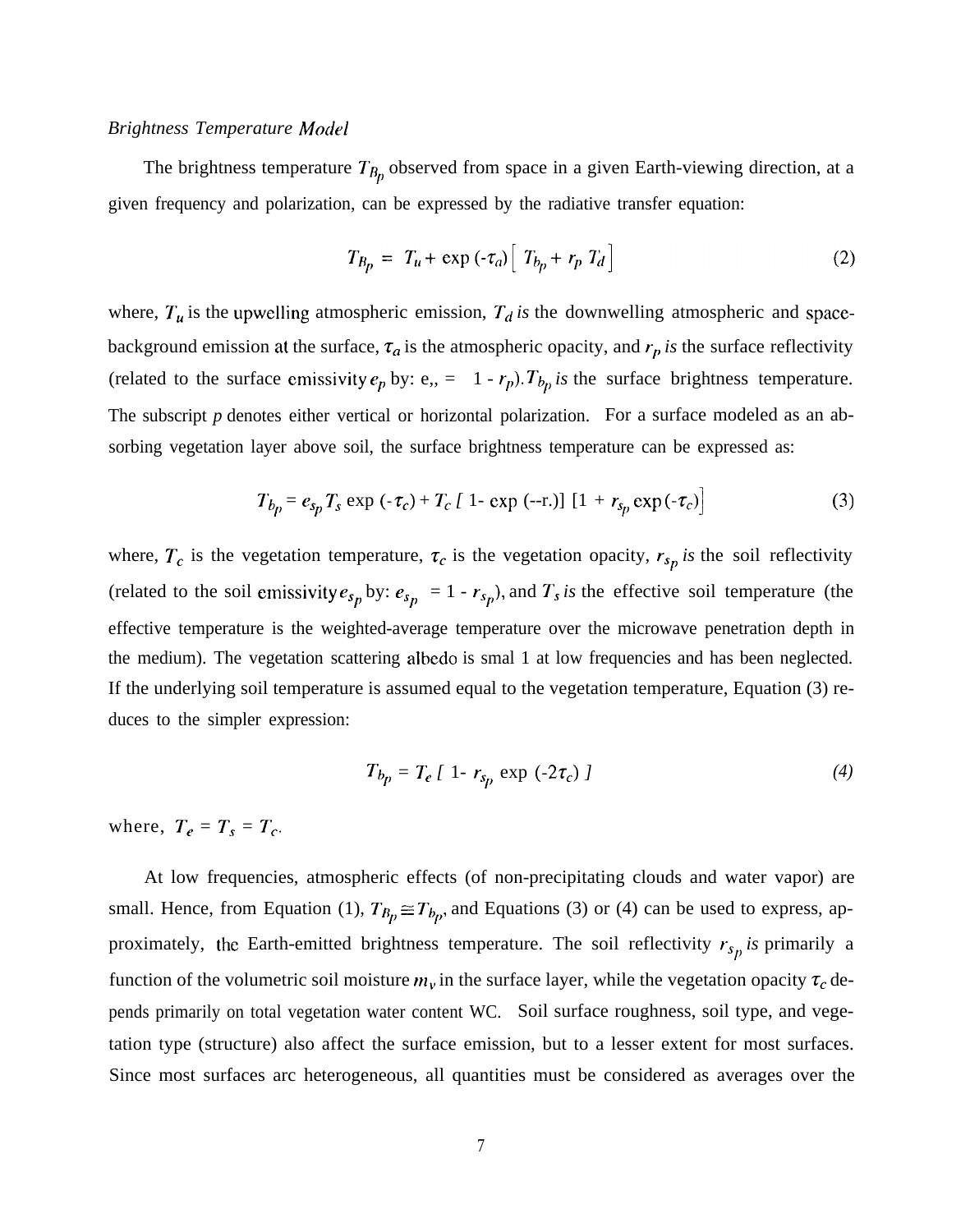*Brightness Temperature Model*

The brightness temperature $T_{B_p}$ observed from space in a given Earth-viewing direction, at a given frequency and polarization, can be expressed by the radiative transfer equation:

$$T_{B_p} = T_u + \exp(-\tau_a)\left[ T_{b_p} + r_p T_d \right] \tag{2}$$

where, $T_u$ is the upwelling atmospheric emission, $T_d$ is the downwelling atmospheric and space-background emission at the surface, $\tau_a$ is the atmospheric opacity, and $r_p$ is the surface reflectivity (related to the surface emissivity $e_p$ by: $e_p = 1 - r_p$). $T_{b_p}$ is the surface brightness temperature. The subscript $p$ denotes either vertical or horizontal polarization. For a surface modeled as an absorbing vegetation layer above soil, the surface brightness temperature can be expressed as:

$$T_{b_p} = e_{s_p} T_s \exp(-\tau_c) + T_c \left[ 1 - \exp(-\tau_c) \right] \left[ 1 + r_{s_p} \exp(-\tau_c) \right] \tag{3}$$

where, $T_c$ is the vegetation temperature, $\tau_c$ is the vegetation opacity, $r_{s_p}$ is the soil reflectivity (related to the soil emissivity $e_{s_p}$ by: $e_{s_p} = 1 - r_{s_p}$), and $T_s$ is the effective soil temperature (the effective temperature is the weighted-average temperature over the microwave penetration depth in the medium). The vegetation scattering albedo is small at low frequencies and has been neglected. If the underlying soil temperature is assumed equal to the vegetation temperature, Equation (3) reduces to the simpler expression:

$$T_{b_p} = T_e \left[ 1 - r_{s_p} \exp(-2\tau_c) \right] \tag{4}$$

where, $T_e = T_s = T_c$.

At low frequencies, atmospheric effects (of non-precipitating clouds and water vapor) are small. Hence, from Equation (1), $T_{B_p} \cong T_{b_p}$, and Equations (3) or (4) can be used to express, approximately, the Earth-emitted brightness temperature. The soil reflectivity $r_{s_p}$ is primarily a function of the volumetric soil moisture $m_v$ in the surface layer, while the vegetation opacity $\tau_c$ depends primarily on total vegetation water content WC. Soil surface roughness, soil type, and vegetation type (structure) also affect the surface emission, but to a lesser extent for most surfaces. Since most surfaces arc heterogeneous, all quantities must be considered as averages over the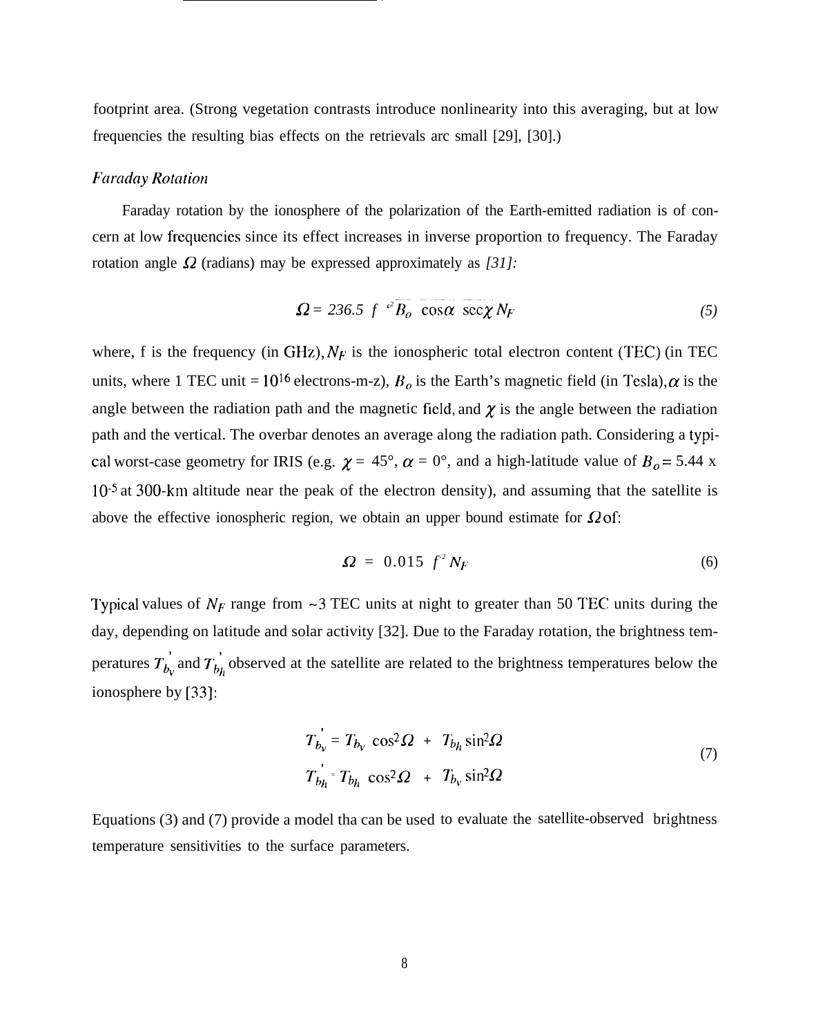footprint area. (Strong vegetation contrasts introduce nonlinearity into this averaging, but at low frequencies the resulting bias effects on the retrievals arc small [29], [30].)

### *Faraday Rotation*

Faraday rotation by the ionosphere of the polarization of the Earth-emitted radiation is of concern at low frequencies since its effect increases in inverse proportion to frequency. The Faraday rotation angle $\Omega$ (radians) may be expressed approximately as *[31]:*

$$\Omega = 236.5 \; f^{-2} \overline{B_o \cos\alpha \sec\chi} \; N_F \tag{5}$$

where, f is the frequency (in GHz), $N_F$ is the ionospheric total electron content (TEC) (in TEC units, where 1 TEC unit = $10^{16}$ electrons-m-z), $B_o$ is the Earth's magnetic field (in Tesla), $\alpha$ is the angle between the radiation path and the magnetic field, and $\chi$ is the angle between the radiation path and the vertical. The overbar denotes an average along the radiation path. Considering a typical worst-case geometry for IRIS (e.g. $\chi = 45°$, $\alpha = 0°$, and a high-latitude value of $B_o = 5.44 \times 10^{-5}$ at 300-km altitude near the peak of the electron density), and assuming that the satellite is above the effective ionospheric region, we obtain an upper bound estimate for $\Omega$ of:

$$\Omega = 0.015 \; f^{-2} N_F \tag{6}$$

Typical values of $N_F$ range from ~3 TEC units at night to greater than 50 TEC units during the day, depending on latitude and solar activity [32]. Due to the Faraday rotation, the brightness temperatures $T_{b_v}'$ and $T_{b_h}'$ observed at the satellite are related to the brightness temperatures below the ionosphere by [33]:

$$
\begin{aligned}
T_{b_v}' &= T_{b_v} \cos^2\Omega + T_{b_h} \sin^2\Omega \\
T_{b_h}' &= T_{b_h} \cos^2\Omega + T_{b_v} \sin^2\Omega
\end{aligned}
\tag{7}
$$

Equations (3) and (7) provide a model tha can be used to evaluate the satellite-observed brightness temperature sensitivities to the surface parameters.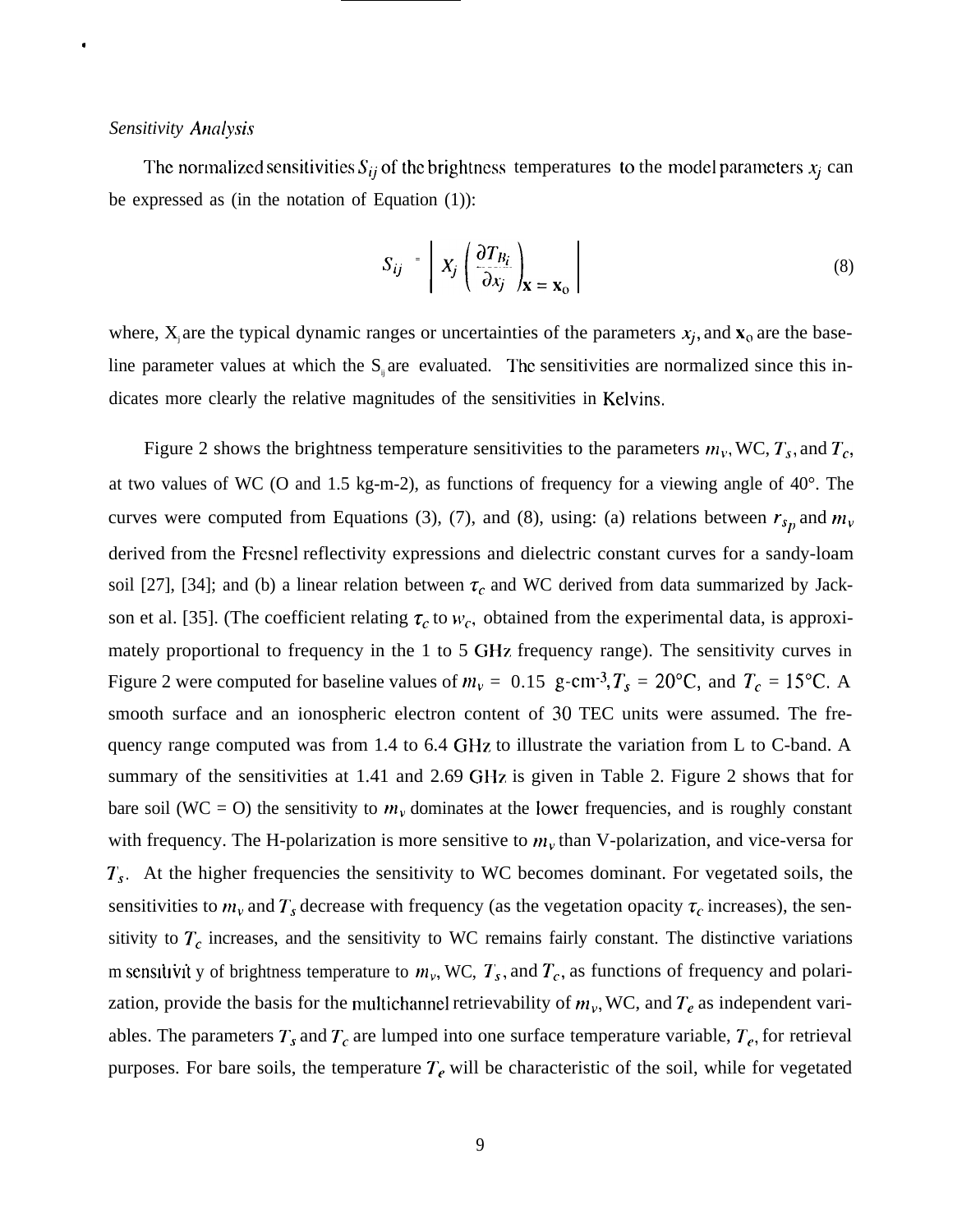*Sensitivity Analysis*

The normalized sensitivities $S_{ij}$ of the brightness temperatures to the model parameters $x_j$ can be expressed as (in the notation of Equation (1)):

$$S_{ij} = \left| X_j \left( \frac{\partial T_{B_i}}{\partial x_j} \right)_{\mathbf{x} = \mathbf{x}_0} \right| \tag{8}$$

where, $X_j$ are the typical dynamic ranges or uncertainties of the parameters $x_j$, and $\mathbf{x}_0$ are the baseline parameter values at which the $S_{ij}$ are evaluated. The sensitivities are normalized since this indicates more clearly the relative magnitudes of the sensitivities in Kelvins.

Figure 2 shows the brightness temperature sensitivities to the parameters $m_v$, WC, $T_s$, and $T_c$, at two values of WC (0 and 1.5 kg-m-2), as functions of frequency for a viewing angle of 40°. The curves were computed from Equations (3), (7), and (8), using: (a) relations between $r_{s_p}$ and $m_v$ derived from the Fresnel reflectivity expressions and dielectric constant curves for a sandy-loam soil [27], [34]; and (b) a linear relation between $\tau_c$ and WC derived from data summarized by Jackson et al. [35]. (The coefficient relating $\tau_c$ to $w_c$, obtained from the experimental data, is approximately proportional to frequency in the 1 to 5 GHz frequency range). The sensitivity curves in Figure 2 were computed for baseline values of $m_v$ = 0.15 g-cm$^{-3}$, $T_s$ = 20°C, and $T_c$ = 15°C. A smooth surface and an ionospheric electron content of 30 TEC units were assumed. The frequency range computed was from 1.4 to 6.4 GHz to illustrate the variation from L to C-band. A summary of the sensitivities at 1.41 and 2.69 GHz is given in Table 2. Figure 2 shows that for bare soil (WC = 0) the sensitivity to $m_v$ dominates at the lower frequencies, and is roughly constant with frequency. The H-polarization is more sensitive to $m_v$ than V-polarization, and vice-versa for $T_s$. At the higher frequencies the sensitivity to WC becomes dominant. For vegetated soils, the sensitivities to $m_v$ and $T_s$ decrease with frequency (as the vegetation opacity $\tau_c$ increases), the sensitivity to $T_c$ increases, and the sensitivity to WC remains fairly constant. The distinctive variations in sensitivity of brightness temperature to $m_v$, WC, $T_s$, and $T_c$, as functions of frequency and polarization, provide the basis for the multichannel retrievability of $m_v$, WC, and $T_e$ as independent variables. The parameters $T_s$ and $T_c$ are lumped into one surface temperature variable, $T_e$, for retrieval purposes. For bare soils, the temperature $T_e$ will be characteristic of the soil, while for vegetated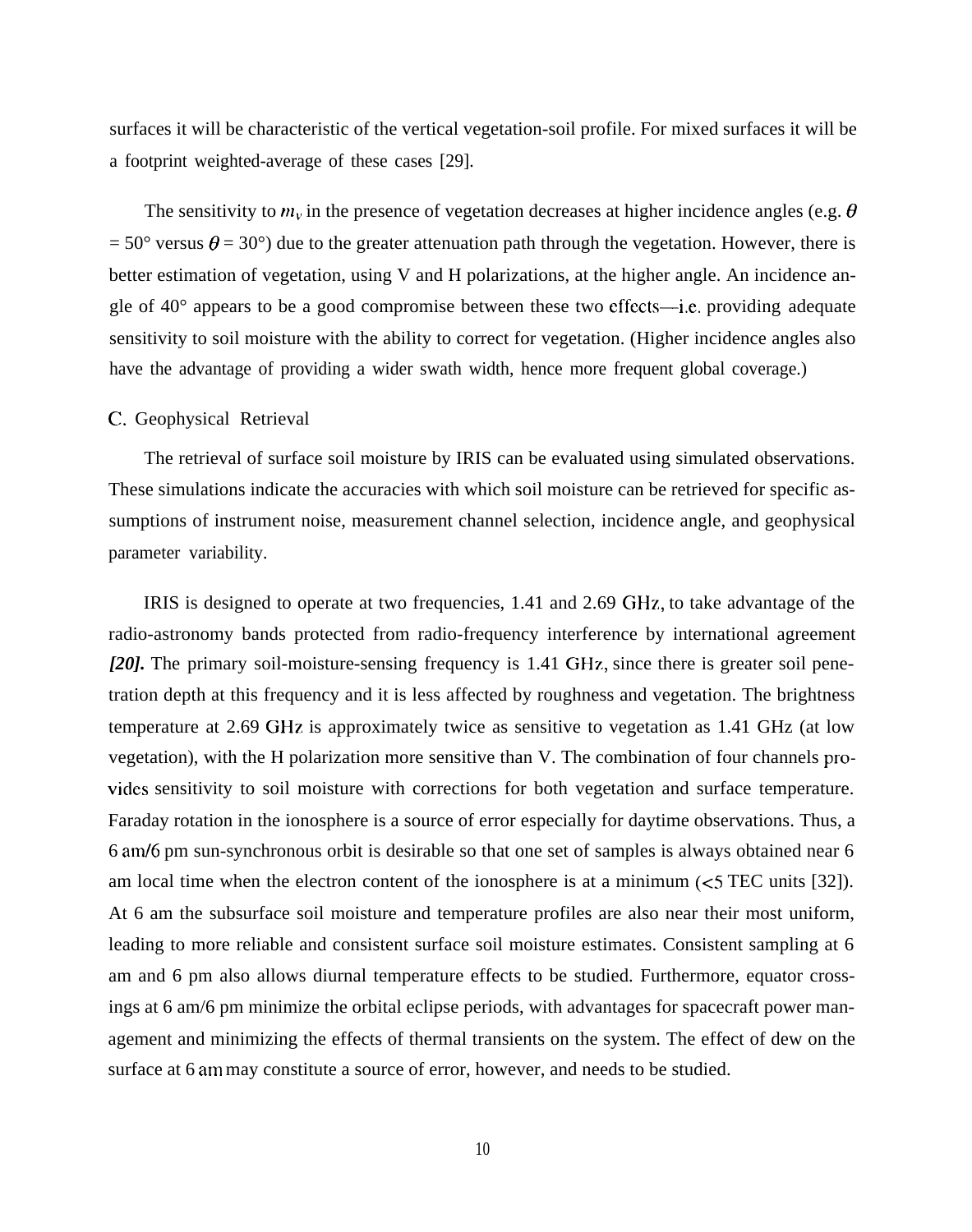surfaces it will be characteristic of the vertical vegetation-soil profile. For mixed surfaces it will be a footprint weighted-average of these cases [29].

The sensitivity to $m_v$ in the presence of vegetation decreases at higher incidence angles (e.g. $\theta = 50°$ versus $\theta = 30°$) due to the greater attenuation path through the vegetation. However, there is better estimation of vegetation, using V and H polarizations, at the higher angle. An incidence angle of 40° appears to be a good compromise between these two effects—i.e. providing adequate sensitivity to soil moisture with the ability to correct for vegetation. (Higher incidence angles also have the advantage of providing a wider swath width, hence more frequent global coverage.)

### C. Geophysical Retrieval

The retrieval of surface soil moisture by IRIS can be evaluated using simulated observations. These simulations indicate the accuracies with which soil moisture can be retrieved for specific assumptions of instrument noise, measurement channel selection, incidence angle, and geophysical parameter variability.

IRIS is designed to operate at two frequencies, 1.41 and 2.69 GHz, to take advantage of the radio-astronomy bands protected from radio-frequency interference by international agreement ***[20].*** The primary soil-moisture-sensing frequency is 1.41 GHz, since there is greater soil penetration depth at this frequency and it is less affected by roughness and vegetation. The brightness temperature at 2.69 GHz is approximately twice as sensitive to vegetation as 1.41 GHz (at low vegetation), with the H polarization more sensitive than V. The combination of four channels provides sensitivity to soil moisture with corrections for both vegetation and surface temperature. Faraday rotation in the ionosphere is a source of error especially for daytime observations. Thus, a 6 am/6 pm sun-synchronous orbit is desirable so that one set of samples is always obtained near 6 am local time when the electron content of the ionosphere is at a minimum (<5 TEC units [32]). At 6 am the subsurface soil moisture and temperature profiles are also near their most uniform, leading to more reliable and consistent surface soil moisture estimates. Consistent sampling at 6 am and 6 pm also allows diurnal temperature effects to be studied. Furthermore, equator crossings at 6 am/6 pm minimize the orbital eclipse periods, with advantages for spacecraft power management and minimizing the effects of thermal transients on the system. The effect of dew on the surface at 6 am may constitute a source of error, however, and needs to be studied.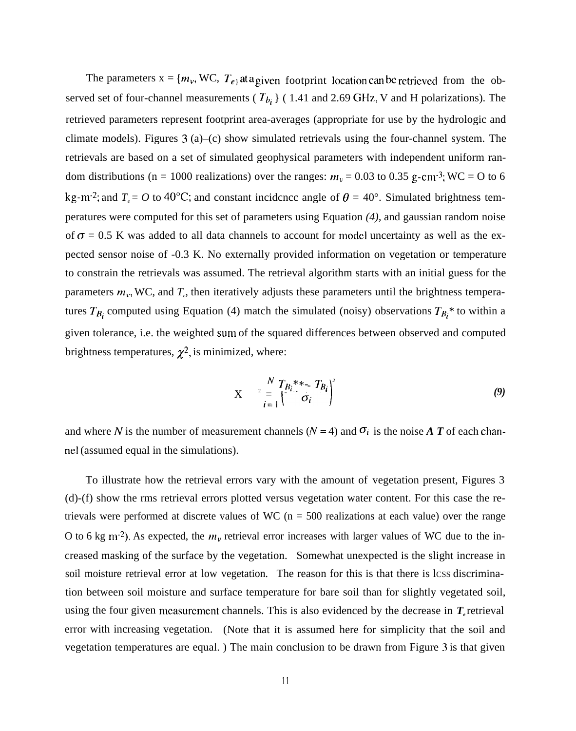The parameters x = {$m_v$, WC, $T_e$} at a given footprint location can be retrieved from the observed set of four-channel measurements ( $T_{b_i}$ } ( 1.41 and 2.69 GHz, V and H polarizations). The retrieved parameters represent footprint area-averages (appropriate for use by the hydrologic and climate models). Figures 3 (a)–(c) show simulated retrievals using the four-channel system. The retrievals are based on a set of simulated geophysical parameters with independent uniform random distributions (n = 1000 realizations) over the ranges: $m_v$ = 0.03 to 0.35 g-cm$^{-3}$; WC = O to 6 kg-m$^{-2}$; and $T_e$ = *O* to 40°C; and constant incidcncc angle of $\theta$ = 40°. Simulated brightness temperatures were computed for this set of parameters using Equation *(4)*, and gaussian random noise of $\sigma$ = 0.5 K was added to all data channels to account for model uncertainty as well as the expected sensor noise of -0.3 K. No externally provided information on vegetation or temperature to constrain the retrievals was assumed. The retrieval algorithm starts with an initial guess for the parameters $m_v$, WC, and $T_e$, then iteratively adjusts these parameters until the brightness temperatures $T_{B_i}$ computed using Equation (4) match the simulated (noisy) observations $T_{B_i}$* to within a given tolerance, i.e. the weighted sum of the squared differences between observed and computed brightness temperatures, $\chi^2$, is minimized, where:

$$\chi^2 = \sum_{i=1}^{N} \left( \frac{T_{B_i}^* - T_{B_i}}{\sigma_i} \right)^2 \qquad (9)$$

and where $N$ is the number of measurement channels ($N = 4$) and $\sigma_i$ is the noise ***A T*** of each channel (assumed equal in the simulations).

To illustrate how the retrieval errors vary with the amount of vegetation present, Figures 3 (d)-(f) show the rms retrieval errors plotted versus vegetation water content. For this case the retrievals were performed at discrete values of WC (n = 500 realizations at each value) over the range O to 6 kg m$^{-2}$). As expected, the $m_v$ retrieval error increases with larger values of WC due to the increased masking of the surface by the vegetation. Somewhat unexpected is the slight increase in soil moisture retrieval error at low vegetation. The reason for this is that there is lcss discrimination between soil moisture and surface temperature for bare soil than for slightly vegetated soil, using the four given measurement channels. This is also evidenced by the decrease in $T_e$ retrieval error with increasing vegetation. (Note that it is assumed here for simplicity that the soil and vegetation temperatures are equal. ) The main conclusion to be drawn from Figure 3 is that given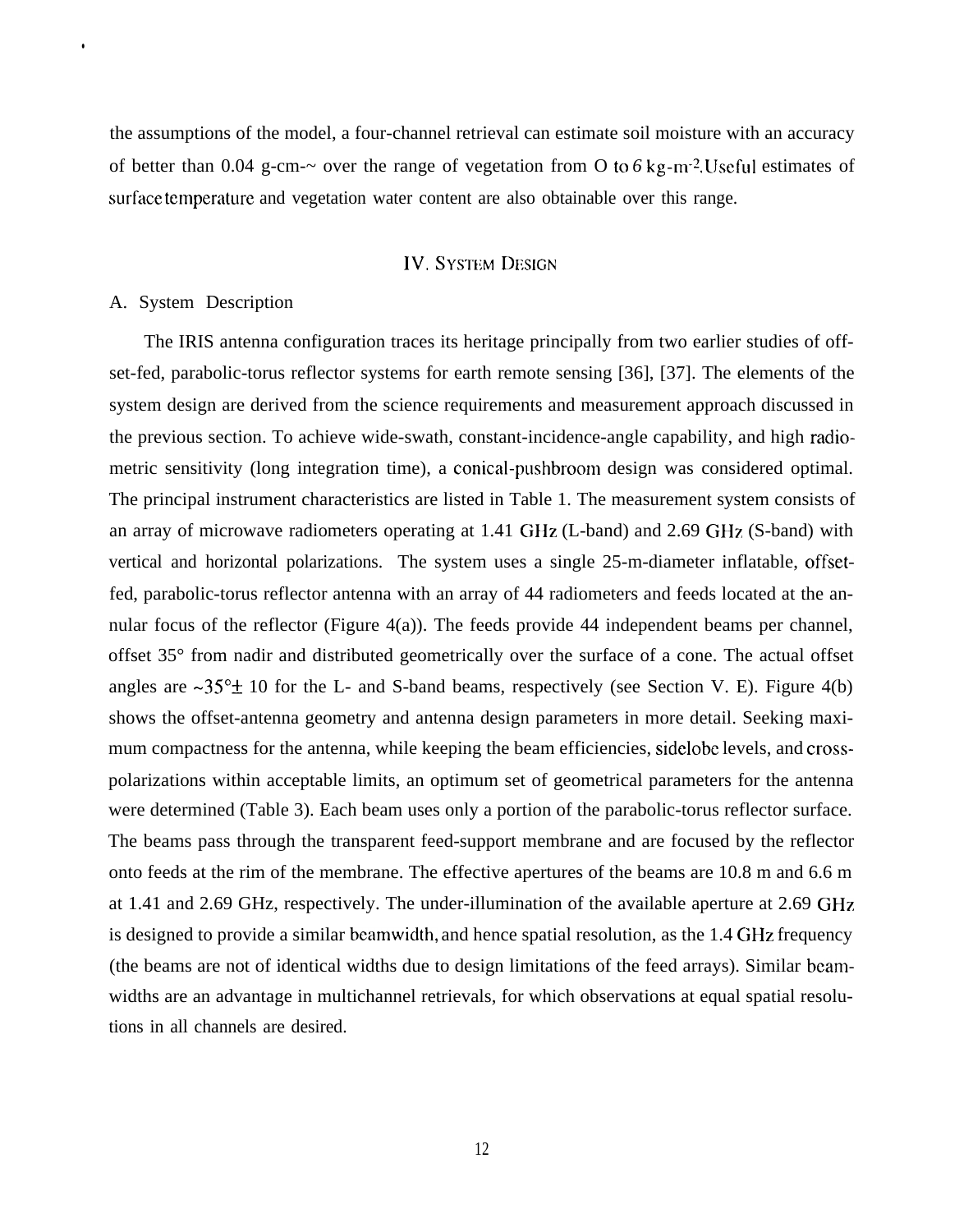the assumptions of the model, a four-channel retrieval can estimate soil moisture with an accuracy of better than 0.04 g-cm-~ over the range of vegetation from O to 6 $kg\text{-}m^{-2}$. Useful estimates of surface temperature and vegetation water content are also obtainable over this range.

## IV. SYSTEM DESIGN

### A. System Description

The IRIS antenna configuration traces its heritage principally from two earlier studies of offset-fed, parabolic-torus reflector systems for earth remote sensing [36], [37]. The elements of the system design are derived from the science requirements and measurement approach discussed in the previous section. To achieve wide-swath, constant-incidence-angle capability, and high radiometric sensitivity (long integration time), a conical-pushbroom design was considered optimal. The principal instrument characteristics are listed in Table 1. The measurement system consists of an array of microwave radiometers operating at 1.41 GHz (L-band) and 2.69 GHz (S-band) with vertical and horizontal polarizations. The system uses a single 25-m-diameter inflatable, offset-fed, parabolic-torus reflector antenna with an array of 44 radiometers and feeds located at the annular focus of the reflector (Figure 4(a)). The feeds provide 44 independent beams per channel, offset 35° from nadir and distributed geometrically over the surface of a cone. The actual offset angles are ~35°± 10 for the L- and S-band beams, respectively (see Section V. E). Figure 4(b) shows the offset-antenna geometry and antenna design parameters in more detail. Seeking maximum compactness for the antenna, while keeping the beam efficiencies, sidelobe levels, and cross-polarizations within acceptable limits, an optimum set of geometrical parameters for the antenna were determined (Table 3). Each beam uses only a portion of the parabolic-torus reflector surface. The beams pass through the transparent feed-support membrane and are focused by the reflector onto feeds at the rim of the membrane. The effective apertures of the beams are 10.8 m and 6.6 m at 1.41 and 2.69 GHz, respectively. The under-illumination of the available aperture at 2.69 GHz is designed to provide a similar beamwidth, and hence spatial resolution, as the 1.4 GHz frequency (the beams are not of identical widths due to design limitations of the feed arrays). Similar beamwidths are an advantage in multichannel retrievals, for which observations at equal spatial resolutions in all channels are desired.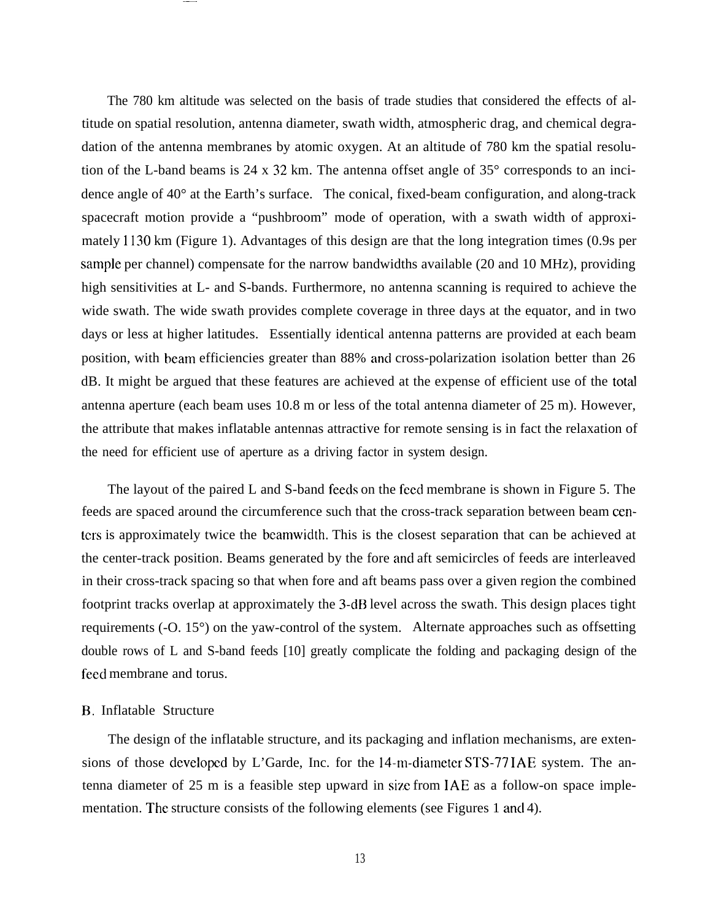The 780 km altitude was selected on the basis of trade studies that considered the effects of altitude on spatial resolution, antenna diameter, swath width, atmospheric drag, and chemical degradation of the antenna membranes by atomic oxygen. At an altitude of 780 km the spatial resolution of the L-band beams is 24 x 32 km. The antenna offset angle of 35° corresponds to an incidence angle of 40° at the Earth's surface. The conical, fixed-beam configuration, and along-track spacecraft motion provide a "pushbroom" mode of operation, with a swath width of approximately 1130 km (Figure 1). Advantages of this design are that the long integration times (0.9s per sample per channel) compensate for the narrow bandwidths available (20 and 10 MHz), providing high sensitivities at L- and S-bands. Furthermore, no antenna scanning is required to achieve the wide swath. The wide swath provides complete coverage in three days at the equator, and in two days or less at higher latitudes. Essentially identical antenna patterns are provided at each beam position, with beam efficiencies greater than 88% and cross-polarization isolation better than 26 dB. It might be argued that these features are achieved at the expense of efficient use of the total antenna aperture (each beam uses 10.8 m or less of the total antenna diameter of 25 m). However, the attribute that makes inflatable antennas attractive for remote sensing is in fact the relaxation of the need for efficient use of aperture as a driving factor in system design.

The layout of the paired L and S-band feeds on the feed membrane is shown in Figure 5. The feeds are spaced around the circumference such that the cross-track separation between beam centers is approximately twice the beamwidth. This is the closest separation that can be achieved at the center-track position. Beams generated by the fore and aft semicircles of feeds are interleaved in their cross-track spacing so that when fore and aft beams pass over a given region the combined footprint tracks overlap at approximately the 3-dB level across the swath. This design places tight requirements (~0.15°) on the yaw-control of the system. Alternate approaches such as offsetting double rows of L and S-band feeds [10] greatly complicate the folding and packaging design of the feed membrane and torus.

## B. Inflatable Structure

The design of the inflatable structure, and its packaging and inflation mechanisms, are extensions of those developed by L'Garde, Inc. for the 14-m-diameter STS-77 IAE system. The antenna diameter of 25 m is a feasible step upward in size from IAE as a follow-on space implementation. The structure consists of the following elements (see Figures 1 and 4).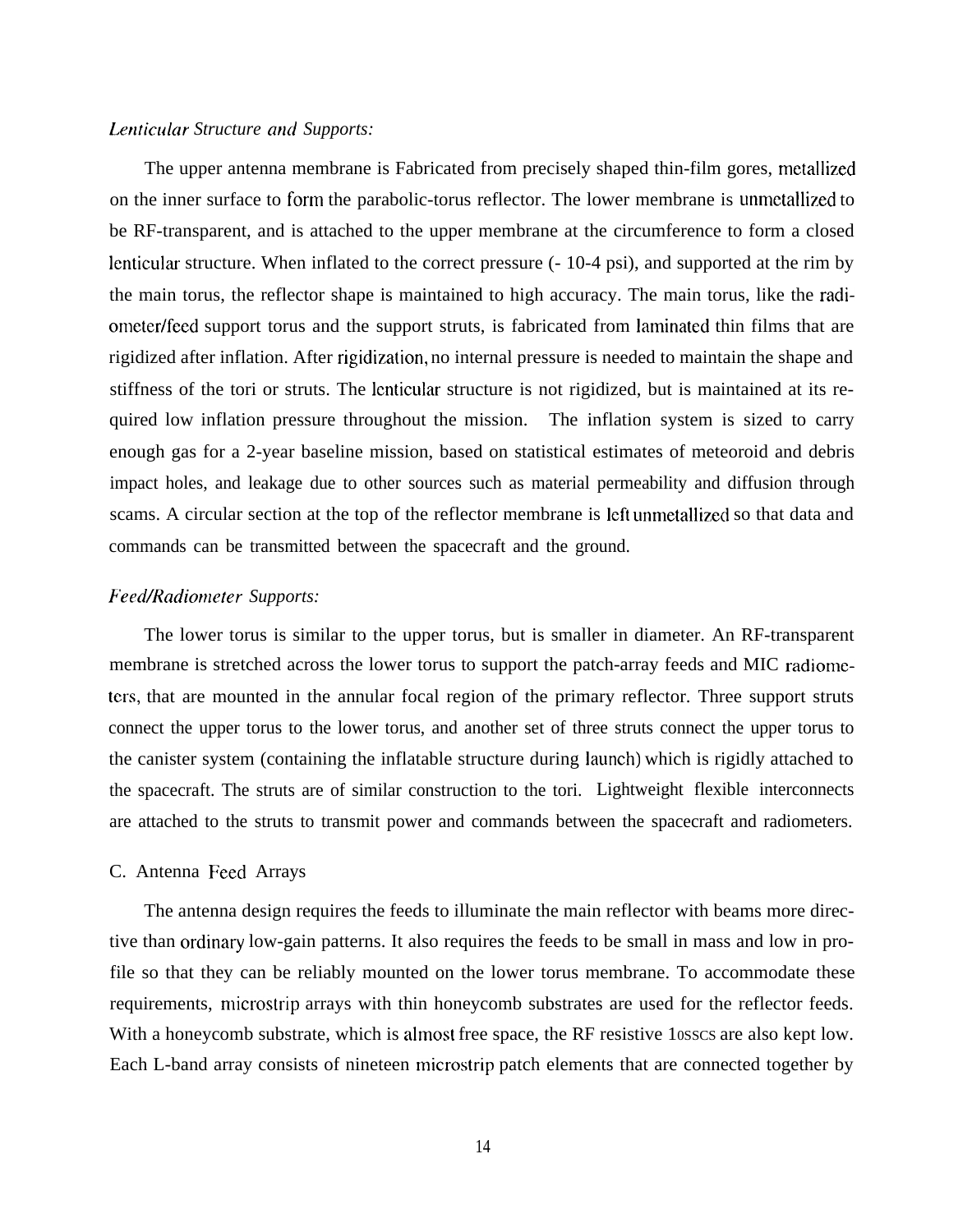*Lenticular Structure and Supports:*

The upper antenna membrane is Fabricated from precisely shaped thin-film gores, metallized on the inner surface to form the parabolic-torus reflector. The lower membrane is unmetallized to be RF-transparent, and is attached to the upper membrane at the circumference to form a closed lenticular structure. When inflated to the correct pressure (- 10-4 psi), and supported at the rim by the main torus, the reflector shape is maintained to high accuracy. The main torus, like the radiometer/feed support torus and the support struts, is fabricated from laminated thin films that are rigidized after inflation. After rigidization, no internal pressure is needed to maintain the shape and stiffness of the tori or struts. The lenticular structure is not rigidized, but is maintained at its required low inflation pressure throughout the mission. The inflation system is sized to carry enough gas for a 2-year baseline mission, based on statistical estimates of meteoroid and debris impact holes, and leakage due to other sources such as material permeability and diffusion through scams. A circular section at the top of the reflector membrane is left unmetallized so that data and commands can be transmitted between the spacecraft and the ground.

*Feed/Radiometer Supports:*

The lower torus is similar to the upper torus, but is smaller in diameter. An RF-transparent membrane is stretched across the lower torus to support the patch-array feeds and MIC radiometers, that are mounted in the annular focal region of the primary reflector. Three support struts connect the upper torus to the lower torus, and another set of three struts connect the upper torus to the canister system (containing the inflatable structure during launch) which is rigidly attached to the spacecraft. The struts are of similar construction to the tori. Lightweight flexible interconnects are attached to the struts to transmit power and commands between the spacecraft and radiometers.

C. Antenna Feed Arrays

The antenna design requires the feeds to illuminate the main reflector with beams more directive than ordinary low-gain patterns. It also requires the feeds to be small in mass and low in profile so that they can be reliably mounted on the lower torus membrane. To accommodate these requirements, microstrip arrays with thin honeycomb substrates are used for the reflector feeds. With a honeycomb substrate, which is almost free space, the RF resistive losses are also kept low. Each L-band array consists of nineteen microstrip patch elements that are connected together by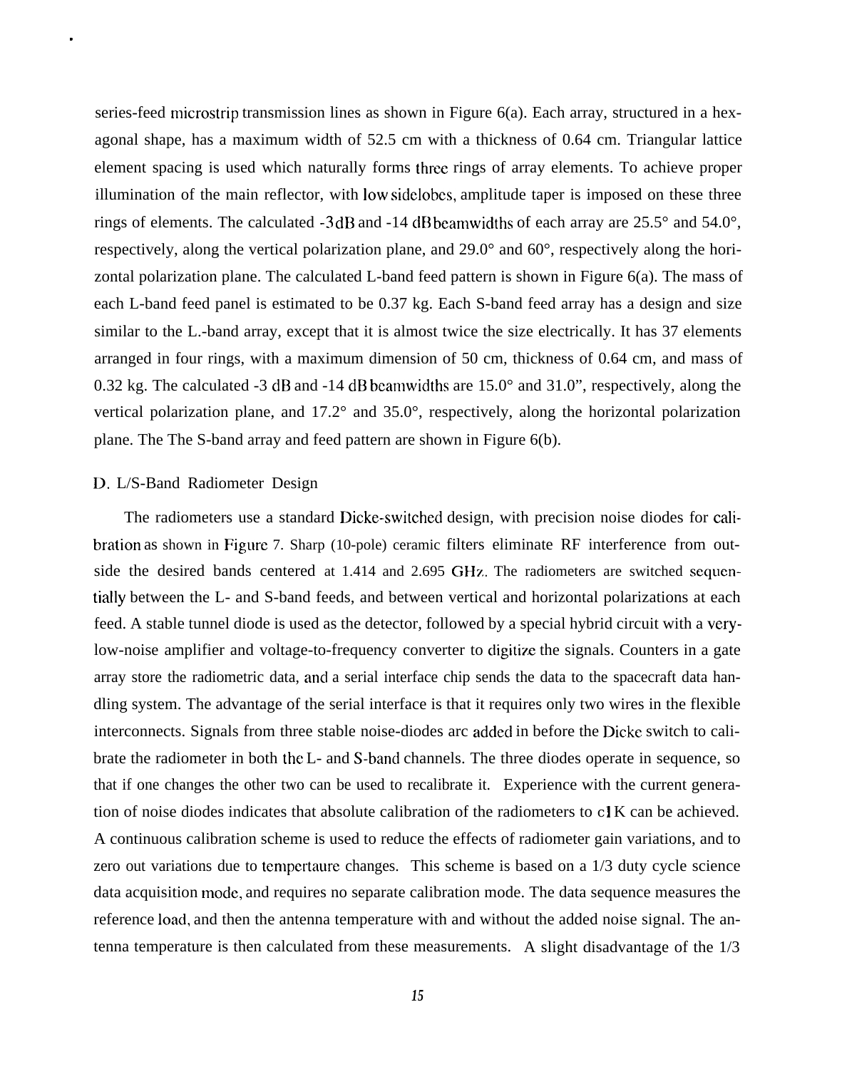series-feed microstrip transmission lines as shown in Figure 6(a). Each array, structured in a hexagonal shape, has a maximum width of 52.5 cm with a thickness of 0.64 cm. Triangular lattice element spacing is used which naturally forms three rings of array elements. To achieve proper illumination of the main reflector, with low sidelobes, amplitude taper is imposed on these three rings of elements. The calculated -3 dB and -14 dB beamwidths of each array are 25.5° and 54.0°, respectively, along the vertical polarization plane, and 29.0° and 60°, respectively along the horizontal polarization plane. The calculated L-band feed pattern is shown in Figure 6(a). The mass of each L-band feed panel is estimated to be 0.37 kg. Each S-band feed array has a design and size similar to the L-band array, except that it is almost twice the size electrically. It has 37 elements arranged in four rings, with a maximum dimension of 50 cm, thickness of 0.64 cm, and mass of 0.32 kg. The calculated -3 dB and -14 dB beamwidths are 15.0° and 31.0", respectively, along the vertical polarization plane, and 17.2° and 35.0°, respectively, along the horizontal polarization plane. The The S-band array and feed pattern are shown in Figure 6(b).

### D. L/S-Band Radiometer Design

The radiometers use a standard Dicke-switched design, with precision noise diodes for calibration as shown in Figure 7. Sharp (10-pole) ceramic filters eliminate RF interference from outside the desired bands centered at 1.414 and 2.695 GHz. The radiometers are switched sequentially between the L- and S-band feeds, and between vertical and horizontal polarizations at each feed. A stable tunnel diode is used as the detector, followed by a special hybrid circuit with a very-low-noise amplifier and voltage-to-frequency converter to digitize the signals. Counters in a gate array store the radiometric data, and a serial interface chip sends the data to the spacecraft data handling system. The advantage of the serial interface is that it requires only two wires in the flexible interconnects. Signals from three stable noise-diodes arc added in before the Dicke switch to calibrate the radiometer in both the L- and S-band channels. The three diodes operate in sequence, so that if one changes the other two can be used to recalibrate it. Experience with the current generation of noise diodes indicates that absolute calibration of the radiometers to <1 K can be achieved. A continuous calibration scheme is used to reduce the effects of radiometer gain variations, and to zero out variations due to tempertaure changes. This scheme is based on a 1/3 duty cycle science data acquisition mode, and requires no separate calibration mode. The data sequence measures the reference load, and then the antenna temperature with and without the added noise signal. The antenna temperature is then calculated from these measurements. A slight disadvantage of the 1/3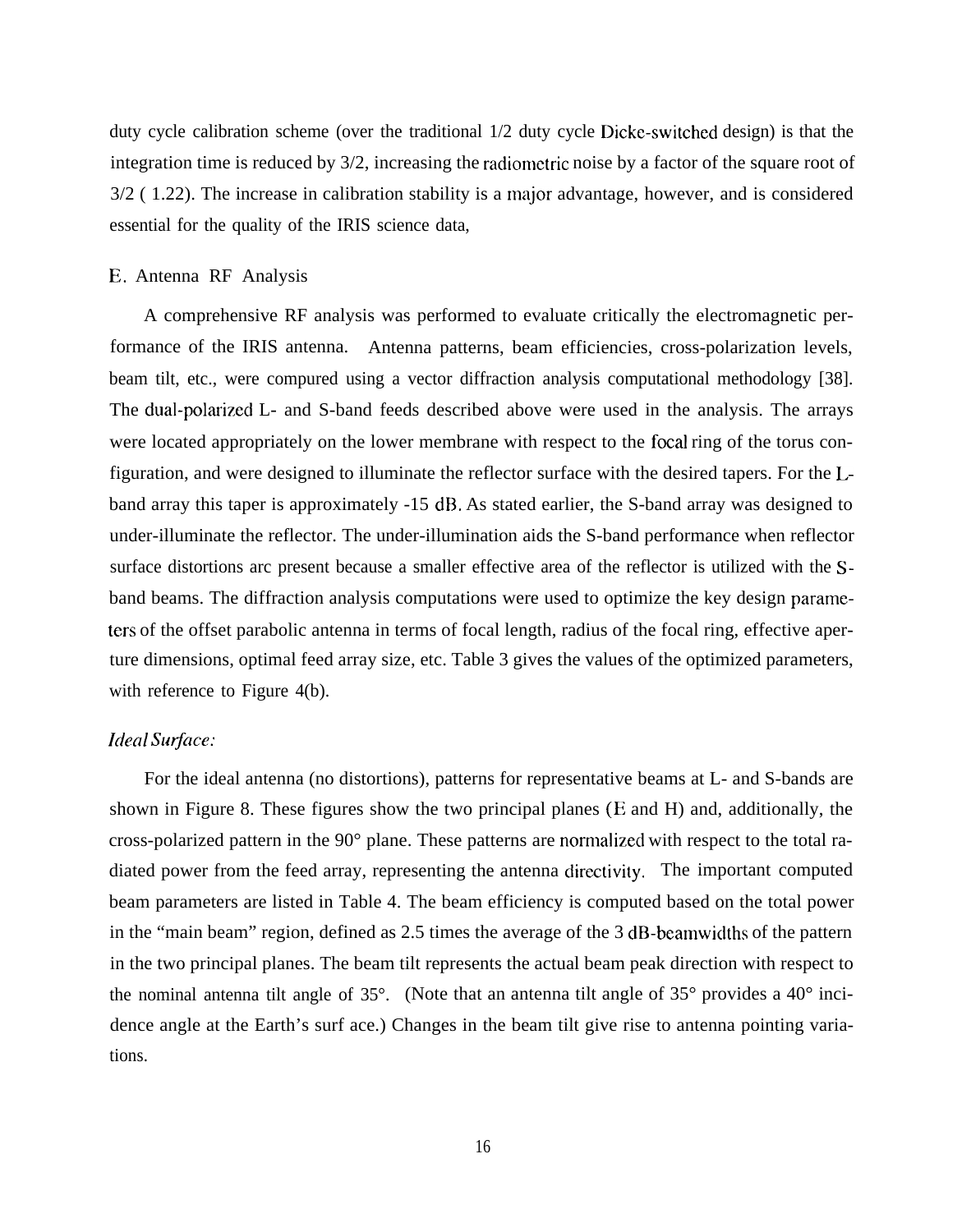duty cycle calibration scheme (over the traditional 1/2 duty cycle Dicke-switched design) is that the integration time is reduced by 3/2, increasing the radiometric noise by a factor of the square root of 3/2 ( 1.22). The increase in calibration stability is a major advantage, however, and is considered essential for the quality of the IRIS science data,

### E. Antenna RF Analysis

A comprehensive RF analysis was performed to evaluate critically the electromagnetic performance of the IRIS antenna. Antenna patterns, beam efficiencies, cross-polarization levels, beam tilt, etc., were compured using a vector diffraction analysis computational methodology [38]. The dual-polarized L- and S-band feeds described above were used in the analysis. The arrays were located appropriately on the lower membrane with respect to the focal ring of the torus configuration, and were designed to illuminate the reflector surface with the desired tapers. For the L-band array this taper is approximately -15 dB. As stated earlier, the S-band array was designed to under-illuminate the reflector. The under-illumination aids the S-band performance when reflector surface distortions arc present because a smaller effective area of the reflector is utilized with the S-band beams. The diffraction analysis computations were used to optimize the key design parameters of the offset parabolic antenna in terms of focal length, radius of the focal ring, effective aperture dimensions, optimal feed array size, etc. Table 3 gives the values of the optimized parameters, with reference to Figure 4(b).

#### *Ideal Surface:*

For the ideal antenna (no distortions), patterns for representative beams at L- and S-bands are shown in Figure 8. These figures show the two principal planes (E and H) and, additionally, the cross-polarized pattern in the 90° plane. These patterns are normalized with respect to the total radiated power from the feed array, representing the antenna directivity. The important computed beam parameters are listed in Table 4. The beam efficiency is computed based on the total power in the "main beam" region, defined as 2.5 times the average of the 3 dB-beamwidths of the pattern in the two principal planes. The beam tilt represents the actual beam peak direction with respect to the nominal antenna tilt angle of 35°. (Note that an antenna tilt angle of 35° provides a 40° incidence angle at the Earth's surf ace.) Changes in the beam tilt give rise to antenna pointing variations.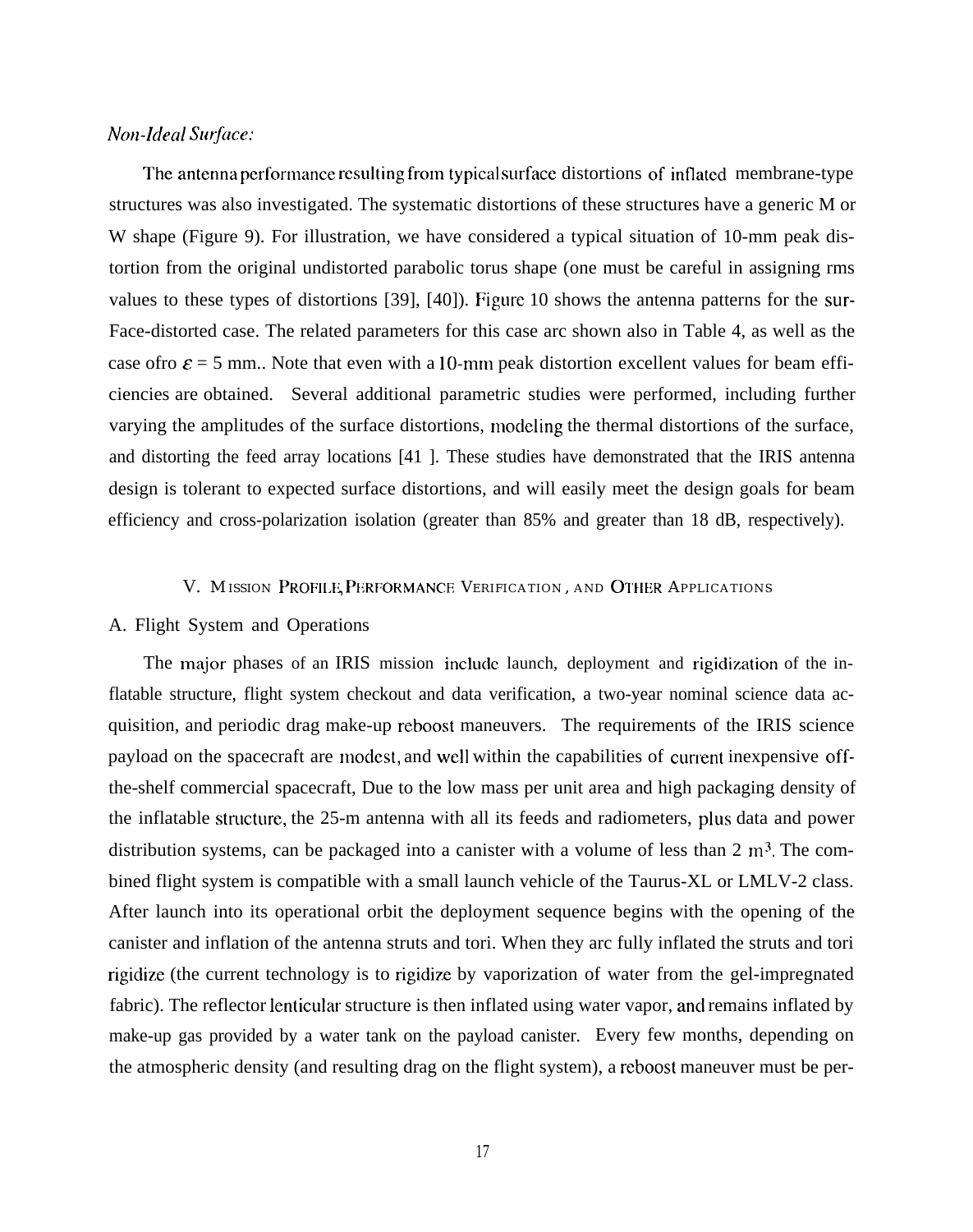*Non-Ideal Surface:*

The antenna performance resulting from typical surface distortions of inflated membrane-type structures was also investigated. The systematic distortions of these structures have a generic M or W shape (Figure 9). For illustration, we have considered a typical situation of 10-mm peak distortion from the original undistorted parabolic torus shape (one must be careful in assigning rms values to these types of distortions [39], [40]). Figure 10 shows the antenna patterns for the surFace-distorted case. The related parameters for this case arc shown also in Table 4, as well as the case ofro $\varepsilon$ = 5 mm.. Note that even with a 10-mm peak distortion excellent values for beam efficiencies are obtained. Several additional parametric studies were performed, including further varying the amplitudes of the surface distortions, modeling the thermal distortions of the surface, and distorting the feed array locations [41 ]. These studies have demonstrated that the IRIS antenna design is tolerant to expected surface distortions, and will easily meet the design goals for beam efficiency and cross-polarization isolation (greater than 85% and greater than 18 dB, respectively).

## V. MISSION PROFILE, PERFORMANCE VERIFICATION, AND OTHER APPLICATIONS

### A. Flight System and Operations

The major phases of an IRIS mission include launch, deployment and rigidization of the inflatable structure, flight system checkout and data verification, a two-year nominal science data acquisition, and periodic drag make-up reboost maneuvers. The requirements of the IRIS science payload on the spacecraft are modest, and well within the capabilities of current inexpensive off-the-shelf commercial spacecraft, Due to the low mass per unit area and high packaging density of the inflatable structure, the 25-m antenna with all its feeds and radiometers, plus data and power distribution systems, can be packaged into a canister with a volume of less than 2 $m^3$. The combined flight system is compatible with a small launch vehicle of the Taurus-XL or LMLV-2 class. After launch into its operational orbit the deployment sequence begins with the opening of the canister and inflation of the antenna struts and tori. When they arc fully inflated the struts and tori rigidize (the current technology is to rigidize by vaporization of water from the gel-impregnated fabric). The reflector lenticular structure is then inflated using water vapor, and remains inflated by make-up gas provided by a water tank on the payload canister. Every few months, depending on the atmospheric density (and resulting drag on the flight system), a reboost maneuver must be per-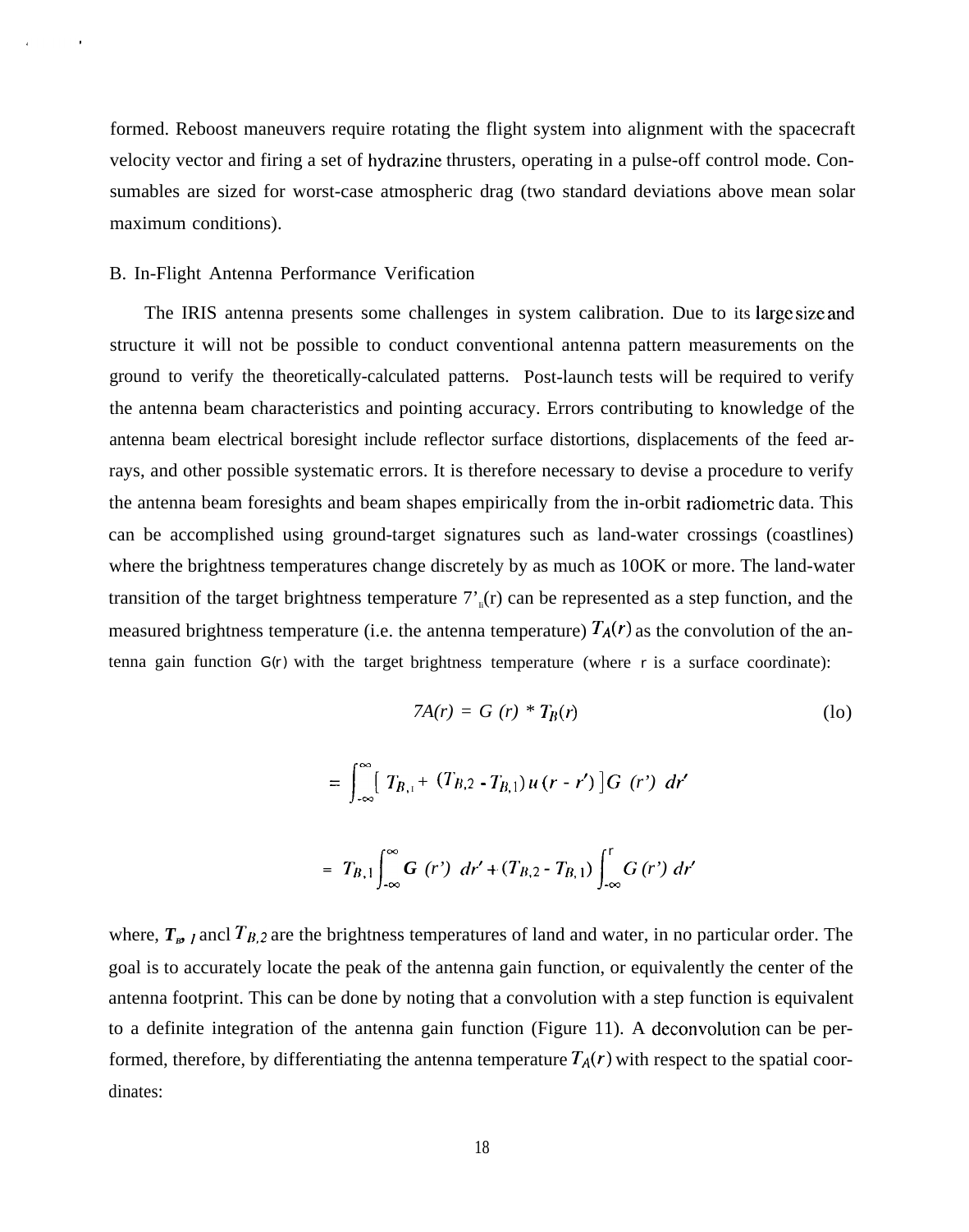formed. Reboost maneuvers require rotating the flight system into alignment with the spacecraft velocity vector and firing a set of hydrazine thrusters, operating in a pulse-off control mode. Consumables are sized for worst-case atmospheric drag (two standard deviations above mean solar maximum conditions).

B. In-Flight Antenna Performance Verification

The IRIS antenna presents some challenges in system calibration. Due to its large size and structure it will not be possible to conduct conventional antenna pattern measurements on the ground to verify the theoretically-calculated patterns. Post-launch tests will be required to verify the antenna beam characteristics and pointing accuracy. Errors contributing to knowledge of the antenna beam electrical boresight include reflector surface distortions, displacements of the feed arrays, and other possible systematic errors. It is therefore necessary to devise a procedure to verify the antenna beam foresights and beam shapes empirically from the in-orbit radiometric data. This can be accomplished using ground-target signatures such as land-water crossings (coastlines) where the brightness temperatures change discretely by as much as 100K or more. The land-water transition of the target brightness temperature $T_B(r)$ can be represented as a step function, and the measured brightness temperature (i.e. the antenna temperature) $T_A(r)$ as the convolution of the antenna gain function $G(r)$ with the target brightness temperature (where $r$ is a surface coordinate):

$$T_A(r) = G(r) * T_B(r) \tag{10}$$

$$= \int_{-\infty}^{\infty} \left[ T_{B,1} + (T_{B,2} - T_{B,1})\, u(r - r') \right] G(r')\, dr'$$

$$= T_{B,1} \int_{-\infty}^{\infty} G(r')\, dr' + (T_{B,2} - T_{B,1}) \int_{-\infty}^{r} G(r')\, dr'$$

where, $T_{B,1}$ and $T_{B,2}$ are the brightness temperatures of land and water, in no particular order. The goal is to accurately locate the peak of the antenna gain function, or equivalently the center of the antenna footprint. This can be done by noting that a convolution with a step function is equivalent to a definite integration of the antenna gain function (Figure 11). A deconvolution can be performed, therefore, by differentiating the antenna temperature $T_A(r)$ with respect to the spatial coordinates: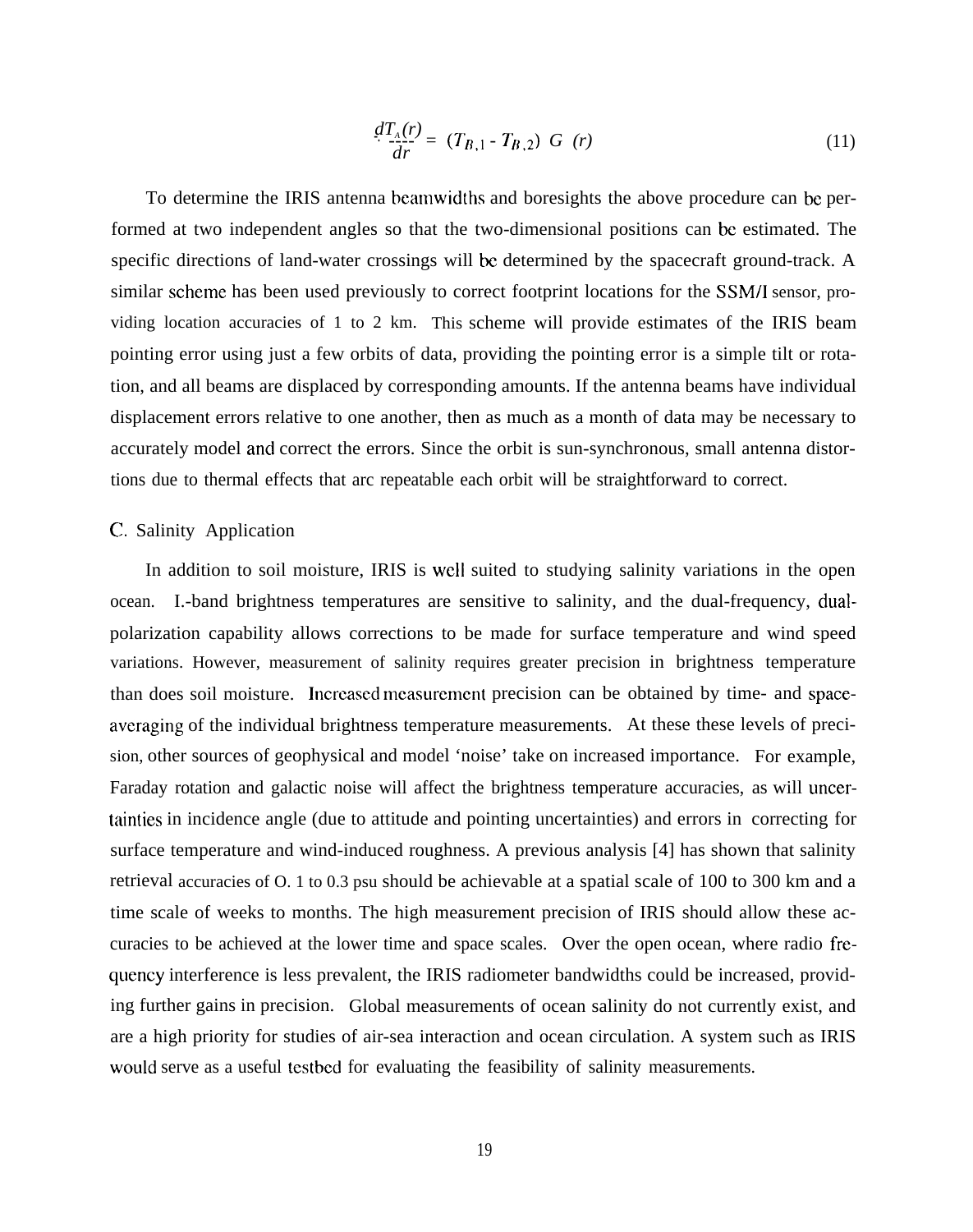$$\frac{dT_A(r)}{dr} = (T_{B,1} - T_{B,2})\ G\ (r) \tag{11}$$

To determine the IRIS antenna beamwidths and boresights the above procedure can be performed at two independent angles so that the two-dimensional positions can be estimated. The specific directions of land-water crossings will be determined by the spacecraft ground-track. A similar scheme has been used previously to correct footprint locations for the SSM/I sensor, providing location accuracies of 1 to 2 km. This scheme will provide estimates of the IRIS beam pointing error using just a few orbits of data, providing the pointing error is a simple tilt or rotation, and all beams are displaced by corresponding amounts. If the antenna beams have individual displacement errors relative to one another, then as much as a month of data may be necessary to accurately model and correct the errors. Since the orbit is sun-synchronous, small antenna distortions due to thermal effects that arc repeatable each orbit will be straightforward to correct.

## C. Salinity Application

In addition to soil moisture, IRIS is well suited to studying salinity variations in the open ocean. I.-band brightness temperatures are sensitive to salinity, and the dual-frequency, dual-polarization capability allows corrections to be made for surface temperature and wind speed variations. However, measurement of salinity requires greater precision in brightness temperature than does soil moisture. Increased measurement precision can be obtained by time- and space-averaging of the individual brightness temperature measurements. At these these levels of precision, other sources of geophysical and model 'noise' take on increased importance. For example, Faraday rotation and galactic noise will affect the brightness temperature accuracies, as will uncertainties in incidence angle (due to attitude and pointing uncertainties) and errors in correcting for surface temperature and wind-induced roughness. A previous analysis [4] has shown that salinity retrieval accuracies of O. 1 to 0.3 psu should be achievable at a spatial scale of 100 to 300 km and a time scale of weeks to months. The high measurement precision of IRIS should allow these accuracies to be achieved at the lower time and space scales. Over the open ocean, where radio frequency interference is less prevalent, the IRIS radiometer bandwidths could be increased, providing further gains in precision. Global measurements of ocean salinity do not currently exist, and are a high priority for studies of air-sea interaction and ocean circulation. A system such as IRIS would serve as a useful testbed for evaluating the feasibility of salinity measurements.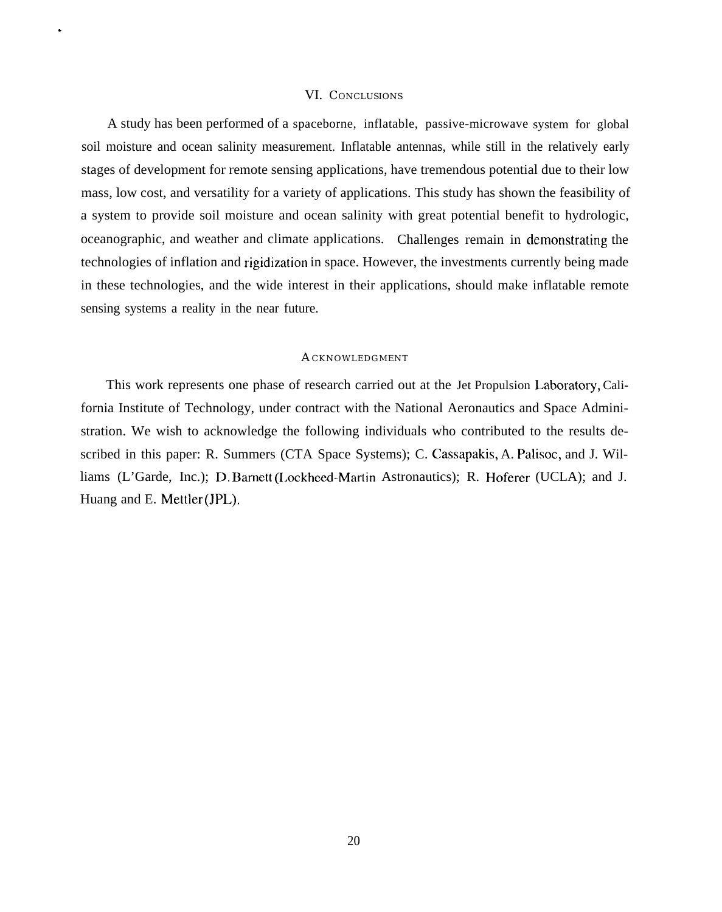## VI. Conclusions

A study has been performed of a spaceborne, inflatable, passive-microwave system for global soil moisture and ocean salinity measurement. Inflatable antennas, while still in the relatively early stages of development for remote sensing applications, have tremendous potential due to their low mass, low cost, and versatility for a variety of applications. This study has shown the feasibility of a system to provide soil moisture and ocean salinity with great potential benefit to hydrologic, oceanographic, and weather and climate applications. Challenges remain in demonstrating the technologies of inflation and rigidization in space. However, the investments currently being made in these technologies, and the wide interest in their applications, should make inflatable remote sensing systems a reality in the near future.

## Acknowledgment

This work represents one phase of research carried out at the Jet Propulsion Laboratory, California Institute of Technology, under contract with the National Aeronautics and Space Administration. We wish to acknowledge the following individuals who contributed to the results described in this paper: R. Summers (CTA Space Systems); C. Cassapakis, A. Palisoc, and J. Williams (L'Garde, Inc.); D. Barnett (Lockheed-Martin Astronautics); R. Hoferer (UCLA); and J. Huang and E. Mettler (JPL).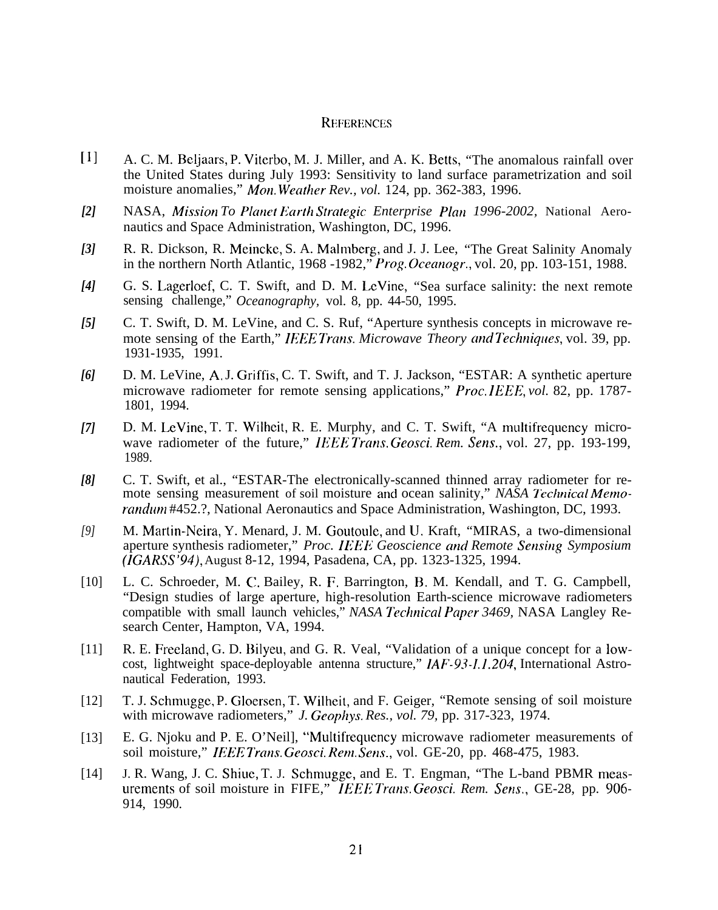## REFERENCES

[1] A. C. M. Beljaars, P. Viterbo, M. J. Miller, and A. K. Betts, "The anomalous rainfall over the United States during July 1993: Sensitivity to land surface parametrization and soil moisture anomalies," *Mon. Weather Rev., vol.* 124, pp. 362-383, 1996.

[2] NASA, *Mission To Planet Earth Strategic Enterprise Plan 1996-2002,* National Aeronautics and Space Administration, Washington, DC, 1996.

[3] R. R. Dickson, R. Meincke, S. A. Malmberg, and J. J. Lee, "The Great Salinity Anomaly in the northern North Atlantic, 1968 -1982," *Prog. Oceanogr.*, vol. 20, pp. 103-151, 1988.

[4] G. S. Lagerloef, C. T. Swift, and D. M. LeVine, "Sea surface salinity: the next remote sensing challenge," *Oceanography*, vol. 8, pp. 44-50, 1995.

[5] C. T. Swift, D. M. LeVine, and C. S. Ruf, "Aperture synthesis concepts in microwave remote sensing of the Earth," *IEEE Trans. Microwave Theory and Techniques*, vol. 39, pp. 1931-1935, 1991.

[6] D. M. LeVine, A. J. Griffis, C. T. Swift, and T. J. Jackson, "ESTAR: A synthetic aperture microwave radiometer for remote sensing applications," *Proc. IEEE, vol.* 82, pp. 1787-1801, 1994.

[7] D. M. LeVine, T. T. Wilheit, R. E. Murphy, and C. T. Swift, "A multifrequency microwave radiometer of the future," *IEEE Trans. Geosci. Rem. Sens.*, vol. 27, pp. 193-199, 1989.

[8] C. T. Swift, et al., "ESTAR-The electronically-scanned thinned array radiometer for remote sensing measurement of soil moisture and ocean salinity," *NASA Technical Memorandum* #452.?, National Aeronautics and Space Administration, Washington, DC, 1993.

[9] M. Martin-Neira, Y. Menard, J. M. Goutoule, and U. Kraft, "MIRAS, a two-dimensional aperture synthesis radiometer," *Proc. IEEE Geoscience and Remote Sensing Symposium (IGARSS'94)*, August 8-12, 1994, Pasadena, CA, pp. 1323-1325, 1994.

[10] L. C. Schroeder, M. C. Bailey, R. F. Barrington, B. M. Kendall, and T. G. Campbell, "Design studies of large aperture, high-resolution Earth-science microwave radiometers compatible with small launch vehicles," *NASA Technical Paper 3469*, NASA Langley Research Center, Hampton, VA, 1994.

[11] R. E. Freeland, G. D. Bilyeu, and G. R. Veal, "Validation of a unique concept for a low-cost, lightweight space-deployable antenna structure," *IAF-93-I.1.204*, International Astronautical Federation, 1993.

[12] T. J. Schmugge, P. Gloersen, T. Wilheit, and F. Geiger, "Remote sensing of soil moisture with microwave radiometers," *J. Geophys. Res., vol. 79,* pp. 317-323, 1974.

[13] E. G. Njoku and P. E. O'Neil], "Multifrequency microwave radiometer measurements of soil moisture," *IEEE Trans. Geosci. Rem. Sens.*, vol. GE-20, pp. 468-475, 1983.

[14] J. R. Wang, J. C. Shiue, T. J. Schmugge, and E. T. Engman, "The L-band PBMR measurements of soil moisture in FIFE," *IEEE Trans. Geosci. Rem. Sens.*, GE-28, pp. 906-914, 1990.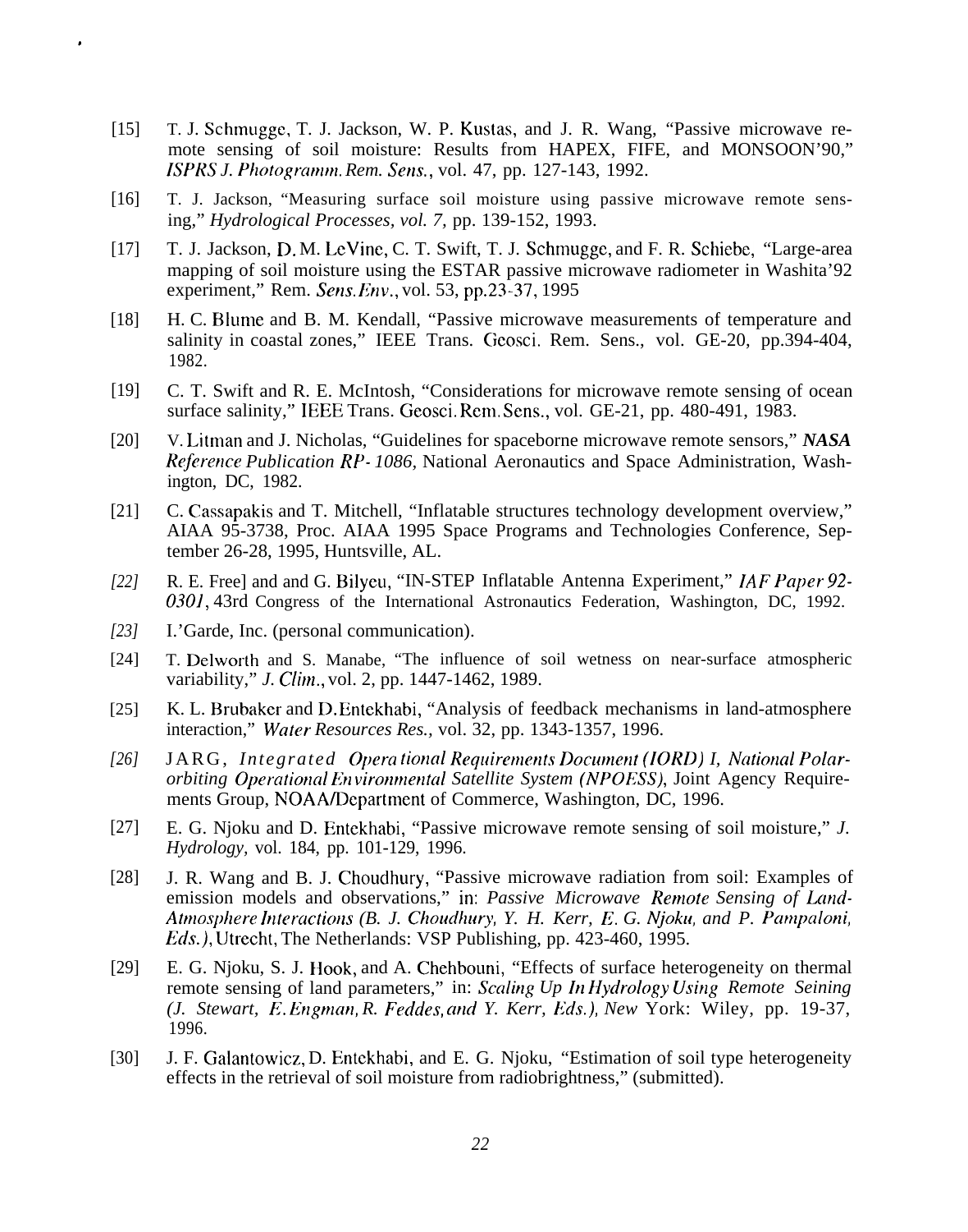[15] T. J. Schmugge, T. J. Jackson, W. P. Kustas, and J. R. Wang, "Passive microwave remote sensing of soil moisture: Results from HAPEX, FIFE, and MONSOON'90," *ISPRS J. Photogramm. Rem. Sens.*, vol. 47, pp. 127-143, 1992.

[16] T. J. Jackson, "Measuring surface soil moisture using passive microwave remote sensing," *Hydrological Processes, vol. 7,* pp. 139-152, 1993.

[17] T. J. Jackson, D. M. LeVine, C. T. Swift, T. J. Schmugge, and F. R. Schiebe, "Large-area mapping of soil moisture using the ESTAR passive microwave radiometer in Washita'92 experiment," Rem. *Sens. Env.*, vol. 53, pp.23-37, 1995

[18] H. C. Blume and B. M. Kendall, "Passive microwave measurements of temperature and salinity in coastal zones," IEEE Trans. Geosci. Rem. Sens., vol. GE-20, pp.394-404, 1982.

[19] C. T. Swift and R. E. McIntosh, "Considerations for microwave remote sensing of ocean surface salinity," IEEE Trans. Geosci. Rem. Sens., vol. GE-21, pp. 480-491, 1983.

[20] V. Litman and J. Nicholas, "Guidelines for spaceborne microwave remote sensors," ***NASA*** *Reference Publication RP- 1086,* National Aeronautics and Space Administration, Washington, DC, 1982.

[21] C. Cassapakis and T. Mitchell, "Inflatable structures technology development overview," AIAA 95-3738, Proc. AIAA 1995 Space Programs and Technologies Conference, September 26-28, 1995, Huntsville, AL.

*[22]* R. E. Free] and and G. Bilyeu, "IN-STEP Inflatable Antenna Experiment," *IAF Paper 92-0301*, 43rd Congress of the International Astronautics Federation, Washington, DC, 1992.

*[23]* I.'Garde, Inc. (personal communication).

[24] T. Delworth and S. Manabe, "The influence of soil wetness on near-surface atmospheric variability," *J. Clim.*, vol. 2, pp. 1447-1462, 1989.

[25] K. L. Brubaker and D. Entekhabi, "Analysis of feedback mechanisms in land-atmosphere interaction," *Water Resources Res.,* vol. 32, pp. 1343-1357, 1996.

*[26]* JARG, *Integrated Operational Requirements Document (IORD) I, National Polar-orbiting Operational Environmental Satellite System (NPOESS)*, Joint Agency Requirements Group, NOAA/Department of Commerce, Washington, DC, 1996.

[27] E. G. Njoku and D. Entekhabi, "Passive microwave remote sensing of soil moisture," *J. Hydrology,* vol. 184, pp. 101-129, 1996.

[28] J. R. Wang and B. J. Choudhury, "Passive microwave radiation from soil: Examples of emission models and observations," in: *Passive Microwave Remote Sensing of Land-Atmosphere Interactions (B. J. Choudhury, Y. H. Kerr, E. G. Njoku, and P. Pampaloni, Eds.)*, Utrecht, The Netherlands: VSP Publishing, pp. 423-460, 1995.

[29] E. G. Njoku, S. J. Hook, and A. Chehbouni, "Effects of surface heterogeneity on thermal remote sensing of land parameters," in: *Scaling Up In Hydrology Using Remote Seining (J. Stewart, E. Engman, R. Feddes, and Y. Kerr, Eds.), New* York: Wiley, pp. 19-37, 1996.

[30] J. F. Galantowicz, D. Entekhabi, and E. G. Njoku, "Estimation of soil type heterogeneity effects in the retrieval of soil moisture from radiobrightness," (submitted).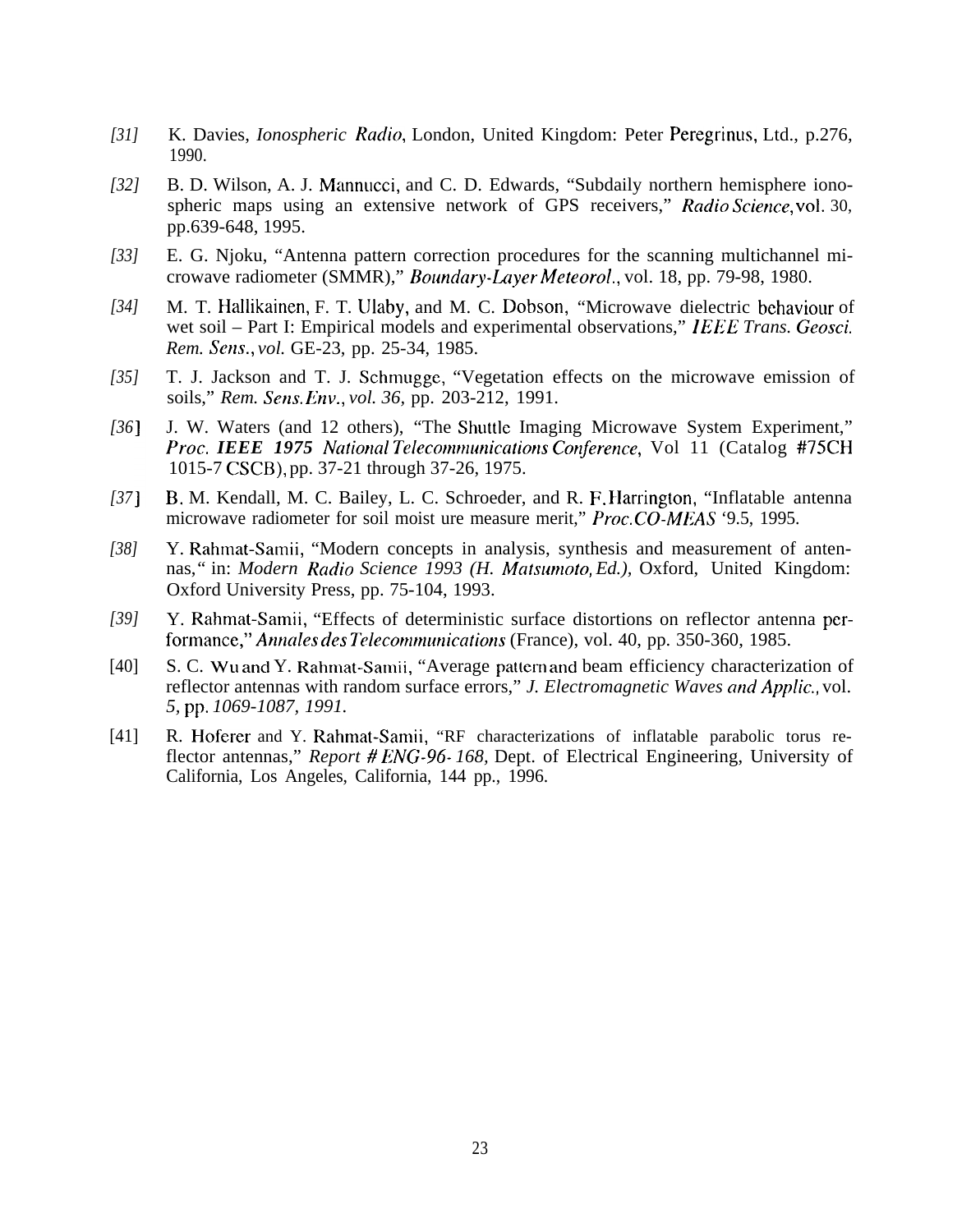[31] K. Davies, *Ionospheric Radio*, London, United Kingdom: Peter Peregrinus, Ltd., p.276, 1990.

[32] B. D. Wilson, A. J. Mannucci, and C. D. Edwards, "Subdaily northern hemisphere ionospheric maps using an extensive network of GPS receivers," *Radio Science*, vol. 30, pp.639-648, 1995.

[33] E. G. Njoku, "Antenna pattern correction procedures for the scanning multichannel microwave radiometer (SMMR)," *Boundary-Layer Meteorol.*, vol. 18, pp. 79-98, 1980.

[34] M. T. Hallikainen, F. T. Ulaby, and M. C. Dobson, "Microwave dielectric behaviour of wet soil – Part I: Empirical models and experimental observations," *IEEE Trans. Geosci. Rem. Sens., vol.* GE-23, pp. 25-34, 1985.

[35] T. J. Jackson and T. J. Schmugge, "Vegetation effects on the microwave emission of soils," *Rem. Sens. Env., vol. 36,* pp. 203-212, 1991.

[36] J. W. Waters (and 12 others), "The Shuttle Imaging Microwave System Experiment," *Proc. **IEEE 1975** National Telecommunications Conference*, Vol 11 (Catalog #75CH 1015-7 CSCB), pp. 37-21 through 37-26, 1975.

[37] B. M. Kendall, M. C. Bailey, L. C. Schroeder, and R. F. Harrington, "Inflatable antenna microwave radiometer for soil moist ure measure merit," *Proc. CO-MEAS* '9.5, 1995.

[38] Y. Rahmat-Samii, "Modern concepts in analysis, synthesis and measurement of antennas," in: *Modern Radio Science 1993 (H. Matsumoto, Ed.),* Oxford, United Kingdom: Oxford University Press, pp. 75-104, 1993.

[39] Y. Rahmat-Samii, "Effects of deterministic surface distortions on reflector antenna performance," *Annales des Telecommunications* (France), vol. 40, pp. 350-360, 1985.

[40] S. C. Wu and Y. Rahmat-Samii, "Average pattern and beam efficiency characterization of reflector antennas with random surface errors," *J. Electromagnetic Waves and Applic.,* vol. *5,* pp. *1069-1087, 1991.*

[41] R. Hoferer and Y. Rahmat-Samii, "RF characterizations of inflatable parabolic torus reflector antennas," *Report # ENG-96-168,* Dept. of Electrical Engineering, University of California, Los Angeles, California, 144 pp., 1996.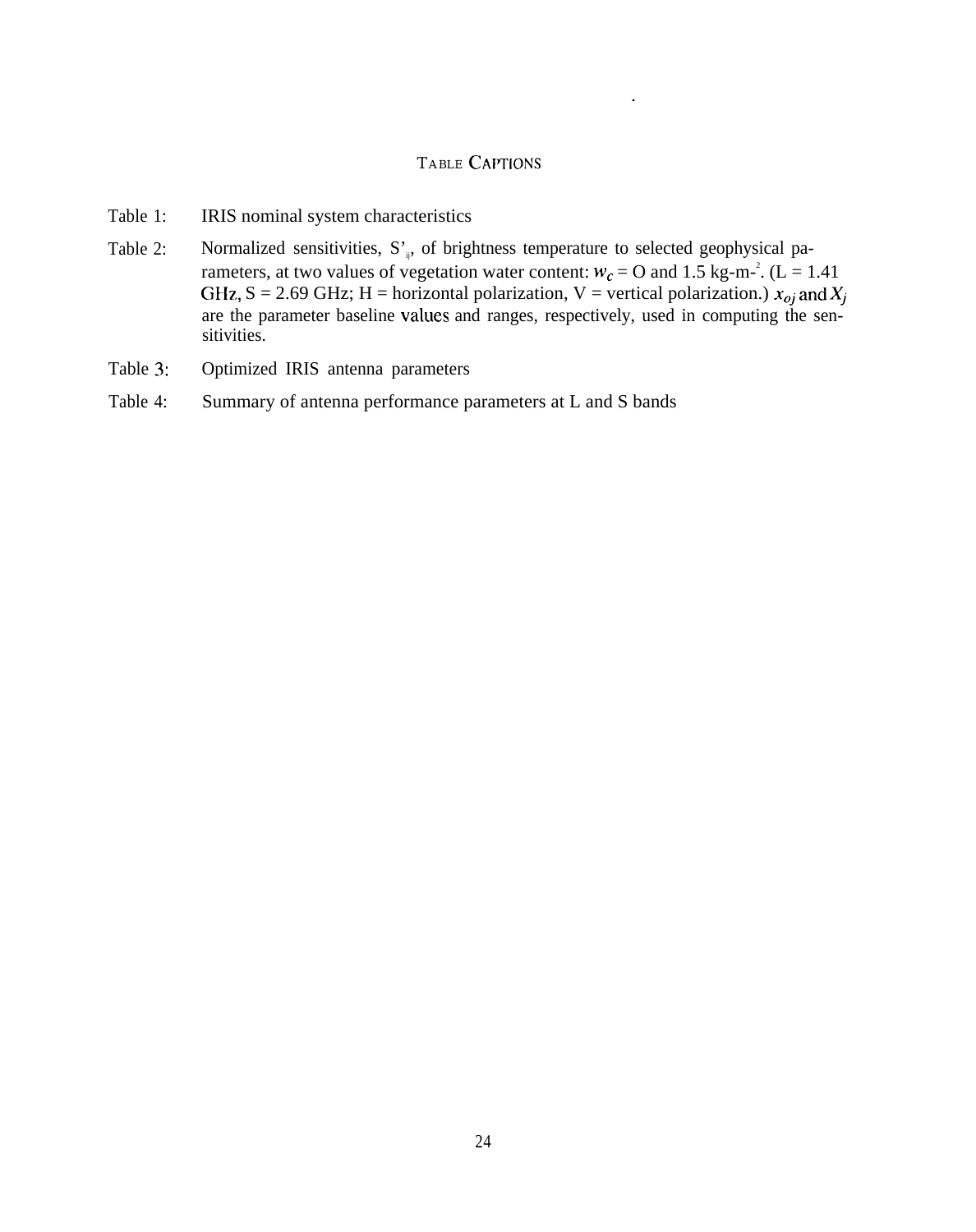## TABLE CAPTIONS

Table 1: IRIS nominal system characteristics

Table 2: Normalized sensitivities, $S'_{ij}$, of brightness temperature to selected geophysical parameters, at two values of vegetation water content: $w_c$ = 0 and 1.5 kg-m$^{-2}$. (L = 1.41 GHz, S = 2.69 GHz; H = horizontal polarization, V = vertical polarization.) $x_{oj}$ and $X_j$ are the parameter baseline values and ranges, respectively, used in computing the sensitivities.

Table 3: Optimized IRIS antenna parameters

Table 4: Summary of antenna performance parameters at L and S bands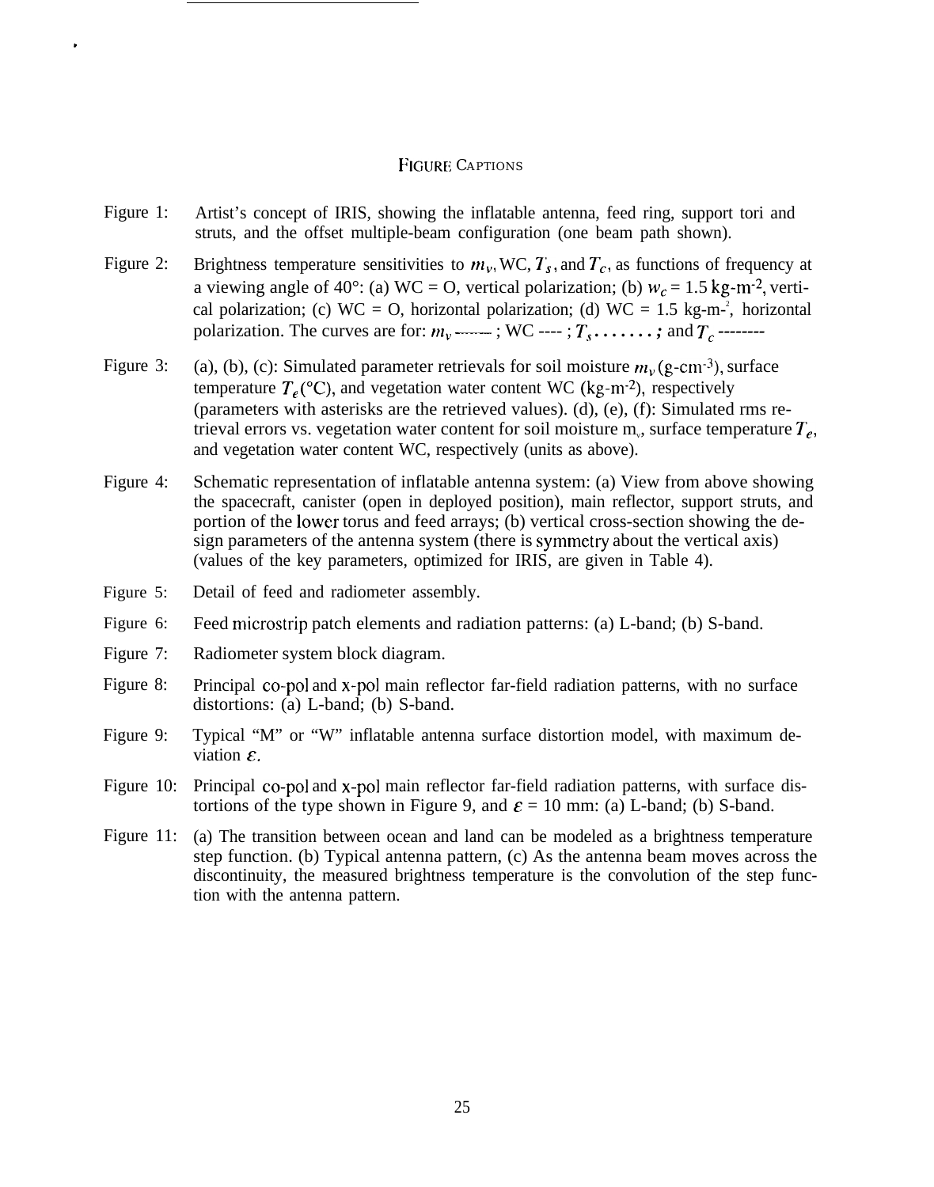## FIGURE CAPTIONS

Figure 1: Artist's concept of IRIS, showing the inflatable antenna, feed ring, support tori and struts, and the offset multiple-beam configuration (one beam path shown).

Figure 2: Brightness temperature sensitivities to $m_v$, WC, $T_s$, and $T_c$, as functions of frequency at a viewing angle of 40°: (a) WC = O, vertical polarization; (b) $w_c$ = 1.5 kg-m$^{-2}$, vertical polarization; (c) WC = O, horizontal polarization; (d) WC = 1.5 kg-m$^{-2}$, horizontal polarization. The curves are for: $m_v$ ------ ; WC ---- ; $T_s$ ....... ; and $T_c$ --------

Figure 3: (a), (b), (c): Simulated parameter retrievals for soil moisture $m_v$ (g-cm$^{-3}$), surface temperature $T_e$ (°C), and vegetation water content WC (kg-m$^{-2}$), respectively (parameters with asterisks are the retrieved values). (d), (e), (f): Simulated rms retrieval errors vs. vegetation water content for soil moisture $m_v$, surface temperature $T_e$, and vegetation water content WC, respectively (units as above).

Figure 4: Schematic representation of inflatable antenna system: (a) View from above showing the spacecraft, canister (open in deployed position), main reflector, support struts, and portion of the lower torus and feed arrays; (b) vertical cross-section showing the design parameters of the antenna system (there is symmetry about the vertical axis) (values of the key parameters, optimized for IRIS, are given in Table 4).

Figure 5: Detail of feed and radiometer assembly.

Figure 6: Feed microstrip patch elements and radiation patterns: (a) L-band; (b) S-band.

Figure 7: Radiometer system block diagram.

Figure 8: Principal co-pol and x-pol main reflector far-field radiation patterns, with no surface distortions: (a) L-band; (b) S-band.

Figure 9: Typical "M" or "W" inflatable antenna surface distortion model, with maximum deviation $\varepsilon$.

Figure 10: Principal co-pol and x-pol main reflector far-field radiation patterns, with surface distortions of the type shown in Figure 9, and $\varepsilon$ = 10 mm: (a) L-band; (b) S-band.

Figure 11: (a) The transition between ocean and land can be modeled as a brightness temperature step function. (b) Typical antenna pattern, (c) As the antenna beam moves across the discontinuity, the measured brightness temperature is the convolution of the step function with the antenna pattern.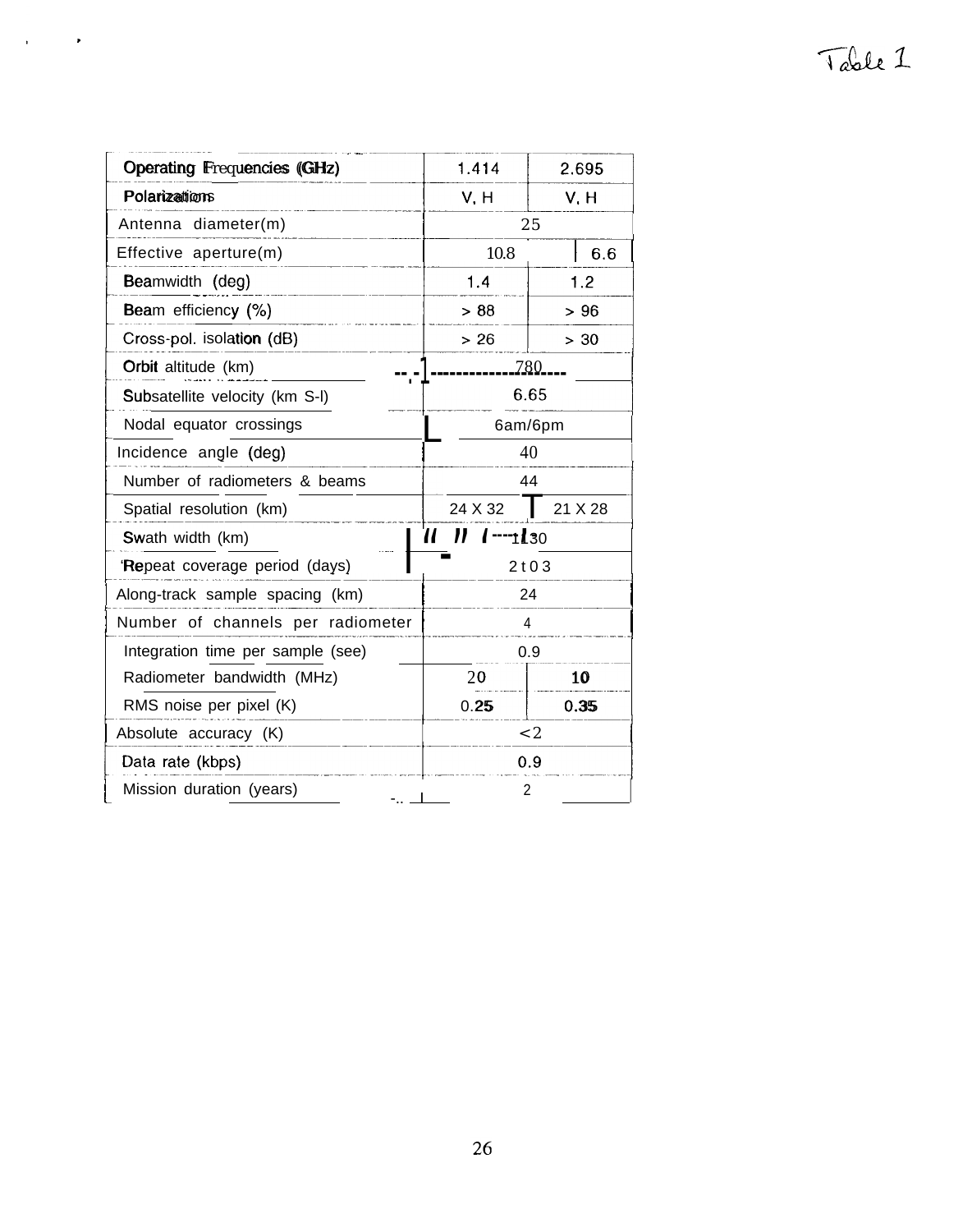Table 1

| Operating Frequencies (GHz) | 1.414 | 2.695 |
|---|---|---|
| Polarizations | V, H | V, H |
| Antenna diameter(m) | 25 | |
| Effective aperture(m) | 10.8 | 6.6 |
| Beamwidth (deg) | 1.4 | 1.2 |
| Beam efficiency (%) | > 88 | > 96 |
| Cross-pol. isolation (dB) | > 26 | > 30 |
| Orbit altitude (km) | 780 | |
| Subsatellite velocity (km S-l) | 6.65 | |
| Nodal equator crossings | 6am/6pm | |
| Incidence angle (deg) | 40 | |
| Number of radiometers & beams | 44 | |
| Spatial resolution (km) | 24 X 32 | 21 X 28 |
| Swath width (km) | 1130 | |
| Repeat coverage period (days) | 2 to 3 | |
| Along-track sample spacing (km) | 24 | |
| Number of channels per radiometer | 4 | |
| Integration time per sample (see) | 0.9 | |
| Radiometer bandwidth (MHz) | 20 | 10 |
| RMS noise per pixel (K) | 0.25 | 0.35 |
| Absolute accuracy (K) | <2 | |
| Data rate (kbps) | 0.9 | |
| Mission duration (years) | 2 | |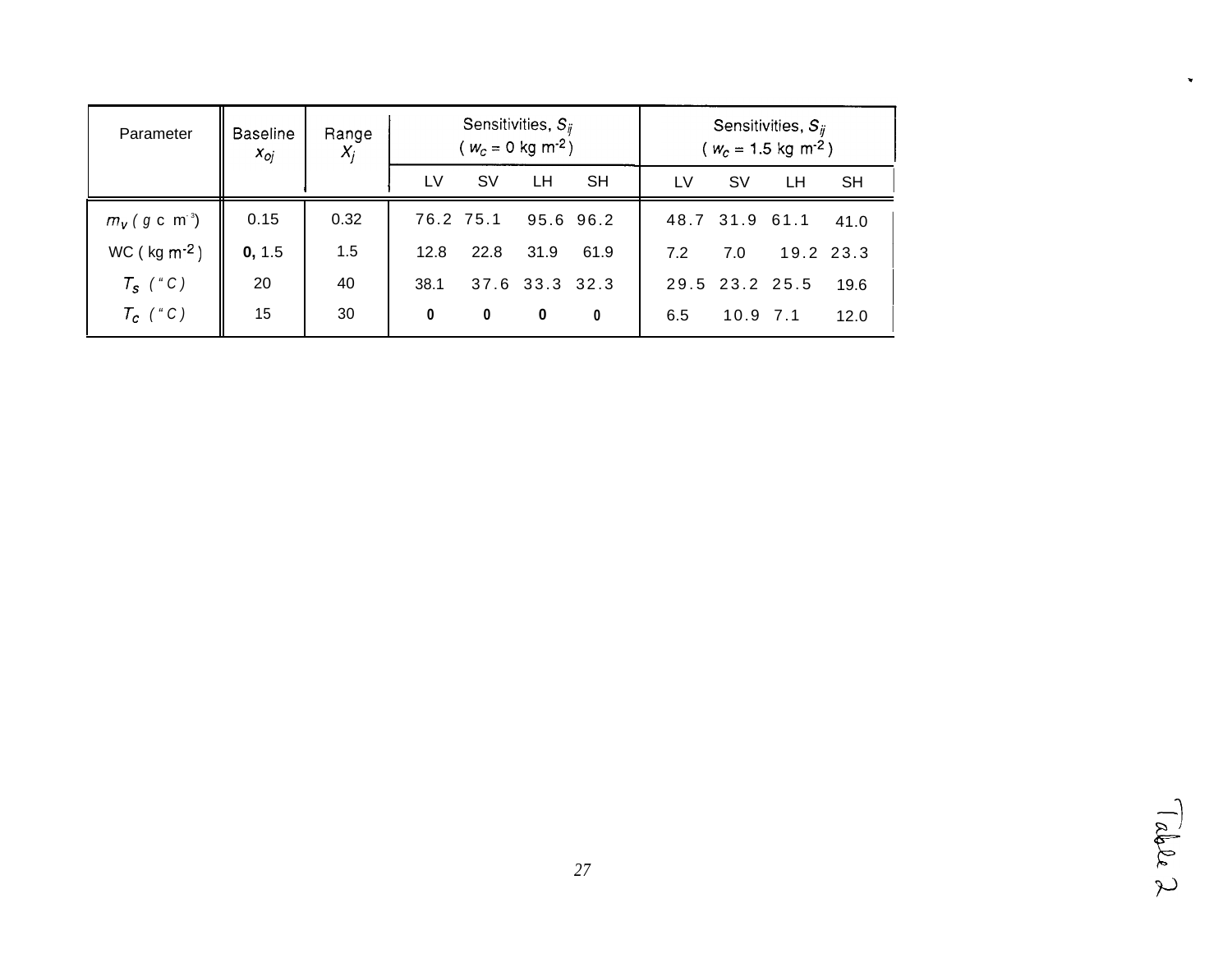| Parameter | Baseline $x_{oj}$ | Range $X_j$ | Sensitivities, $S_{ij}$ ( $w_c$ = 0 kg $m^{-2}$ ) | | | | Sensitivities, $S_{ij}$ ( $w_c$ = 1.5 kg $m^{-2}$ ) | | | |
|---|---|---|---|---|---|---|---|---|---|---|
| | | | LV | SV | LH | SH | LV | SV | LH | SH |
| $m_v$ ( g c $m^{-3}$) | 0.15 | 0.32 | 76.2 | 75.1 | 95.6 | 96.2 | 48.7 | 31.9 | 61.1 | 41.0 |
| WC ( kg $m^{-2}$ ) | **0,** 1.5 | 1.5 | 12.8 | 22.8 | 31.9 | 61.9 | 7.2 | 7.0 | 19.2 | 23.3 |
| $T_s$ ( "C ) | 20 | 40 | 38.1 | 37.6 | 33.3 | 32.3 | 29.5 | 23.2 | 25.5 | 19.6 |
| $T_c$ ( "C ) | 15 | 30 | **0** | **0** | **0** | **0** | 6.5 | 10.9 | 7.1 | 12.0 |

Table 2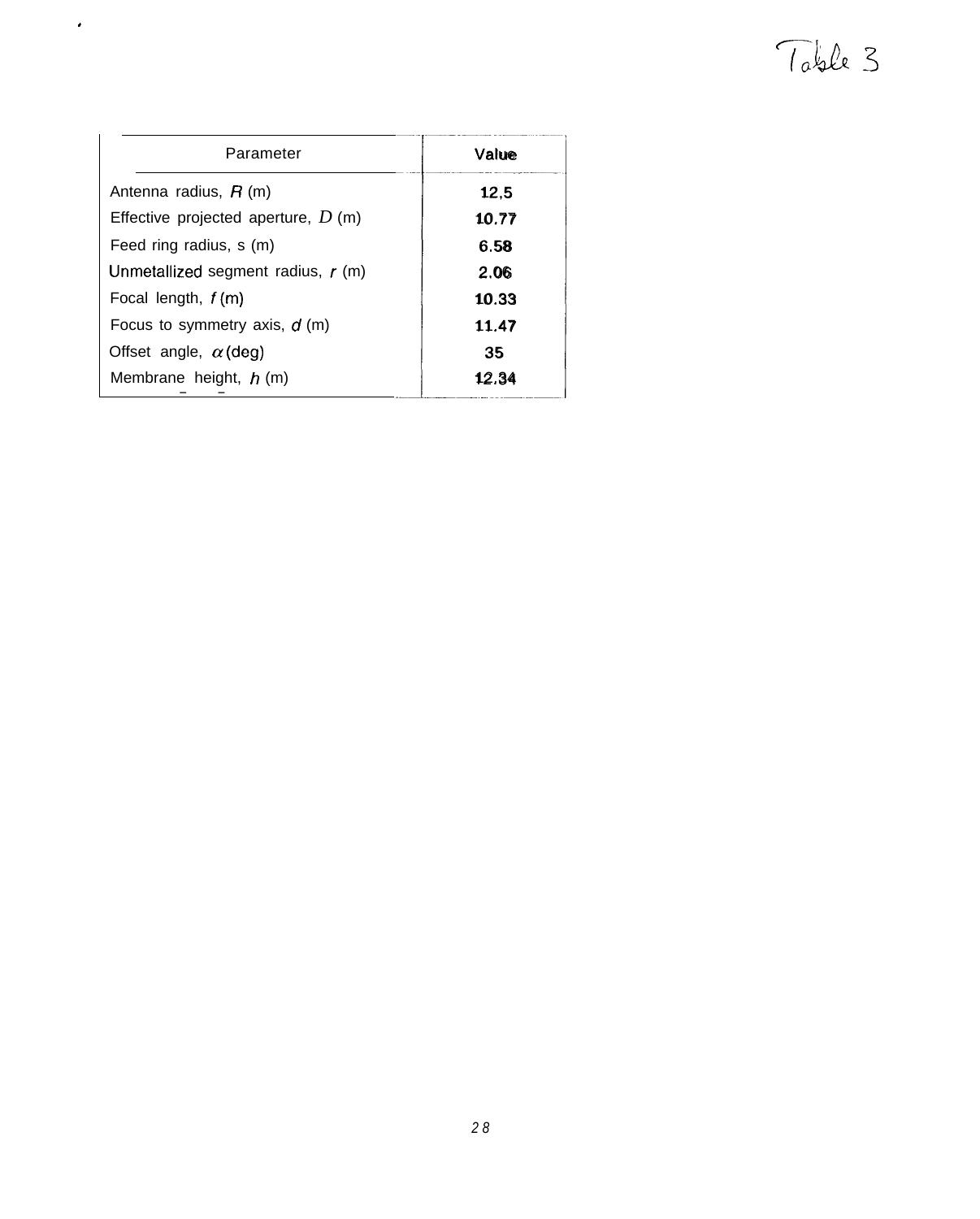Table 3

| Parameter | Value |
| --- | --- |
| Antenna radius, $R$ (m) | 12,5 |
| Effective projected aperture, $D$ (m) | 10.77 |
| Feed ring radius, s (m) | 6.58 |
| Unmetallized segment radius, $r$ (m) | 2.06 |
| Focal length, $f$ (m) | 10.33 |
| Focus to symmetry axis, $d$ (m) | 11.47 |
| Offset angle, $\alpha$ (deg) | 35 |
| Membrane height, $h$ (m) | 12.34 |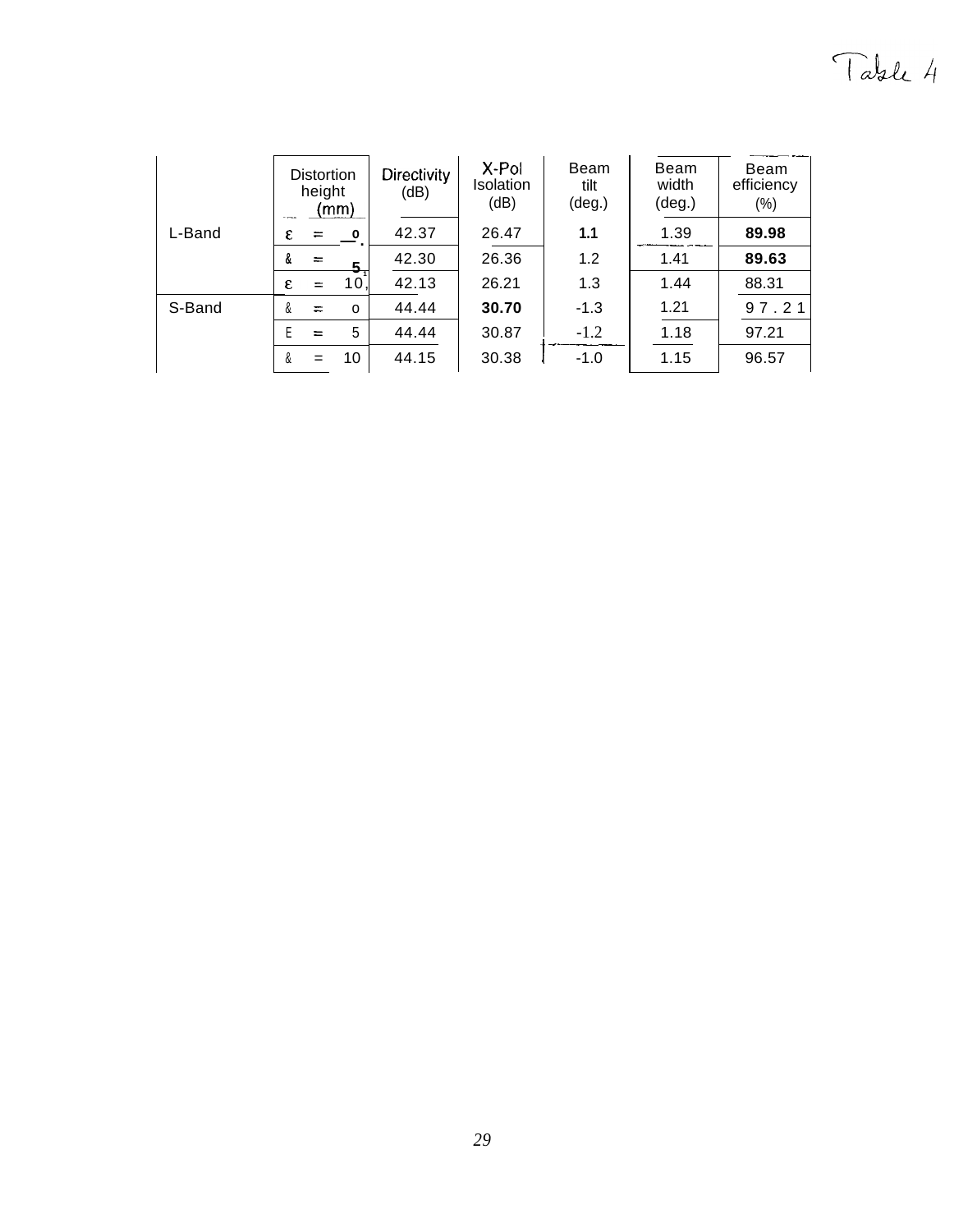Table 4

| | Distortion height (mm) | Directivity (dB) | X-Pol Isolation (dB) | Beam tilt (deg.) | Beam width (deg.) | Beam efficiency (%) |
|---|---|---|---|---|---|---|
| L-Band | $\varepsilon = 0$ | 42.37 | 26.47 | **1.1** | 1.39 | **89.98** |
| | $\varepsilon = 5$ | 42.30 | 26.36 | 1.2 | 1.41 | **89.63** |
| | $\varepsilon = 10$ | 42.13 | 26.21 | 1.3 | 1.44 | 88.31 |
| S-Band | $\varepsilon = 0$ | 44.44 | **30.70** | -1.3 | 1.21 | 97.21 |
| | $\varepsilon = 5$ | 44.44 | 30.87 | -1.2 | 1.18 | 97.21 |
| | $\varepsilon = 10$ | 44.15 | 30.38 | -1.0 | 1.15 | 96.57 |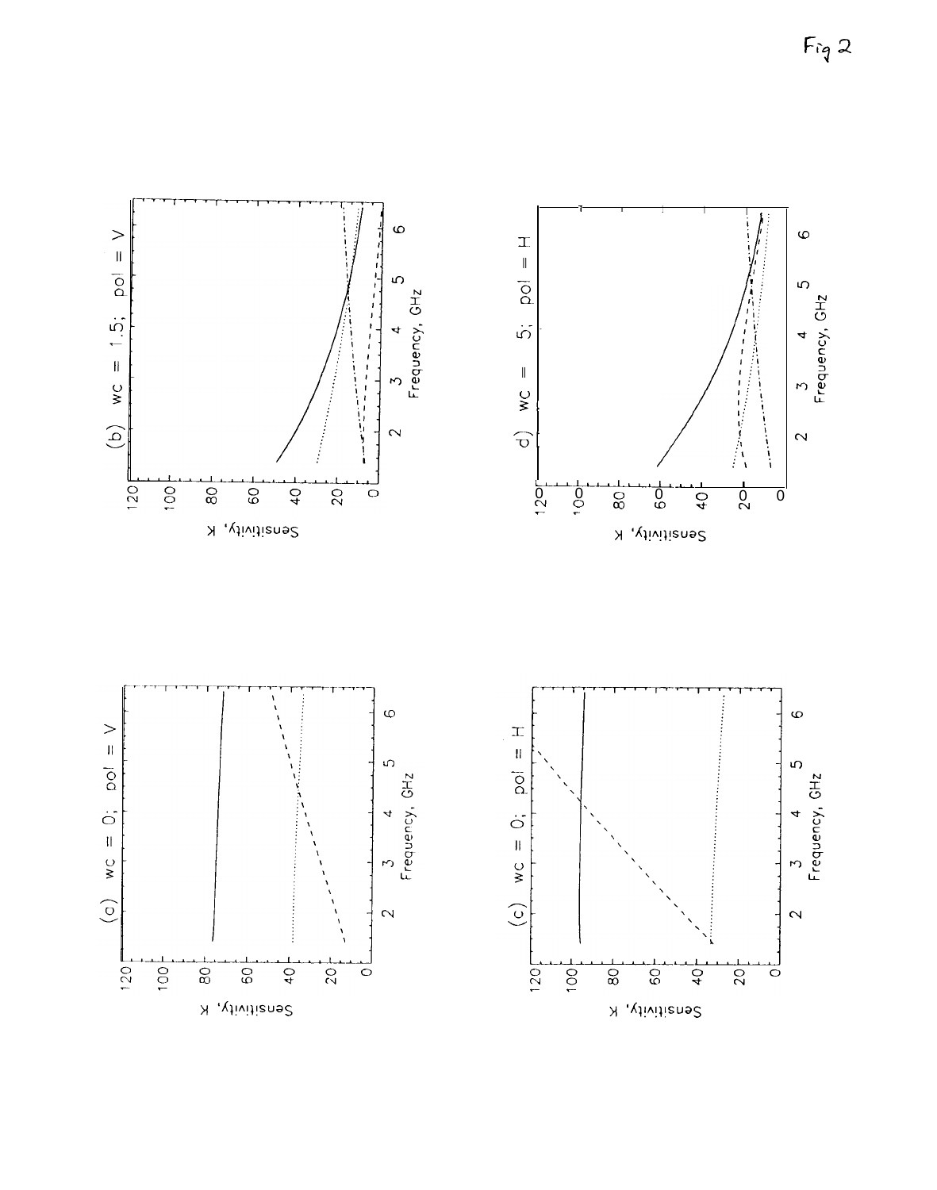Fig 2

(a) wc = 0; pol = V

Sensitivity, K

Frequency, GHz

(b) wc = 1.5; pol = V

Sensitivity, K

Frequency, GHz

(c) wc = 0; pol = H

Sensitivity, K

Frequency, GHz

d) wc = 5; pol = H

Sensitivity, K

Frequency, GHz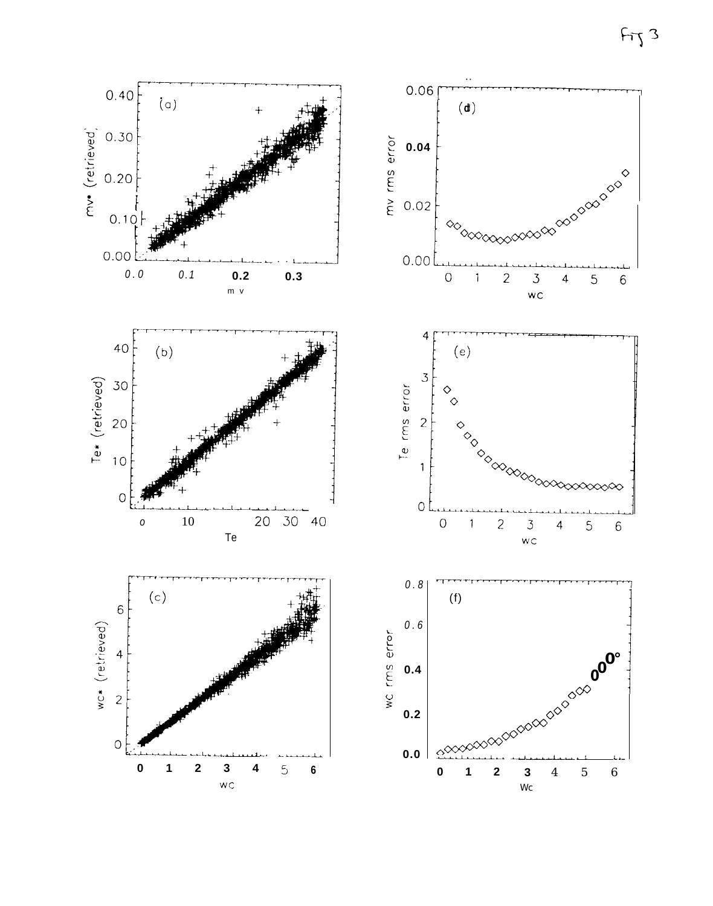Fig 3

(a)

mv* (retrieved)

m v

(b)

Te* (retrieved)

Te

(c)

wc* (retrieved)

wc

(d)

mv rms error

wc

(e)

Te rms error

wc

(f)

wc rms error

Wc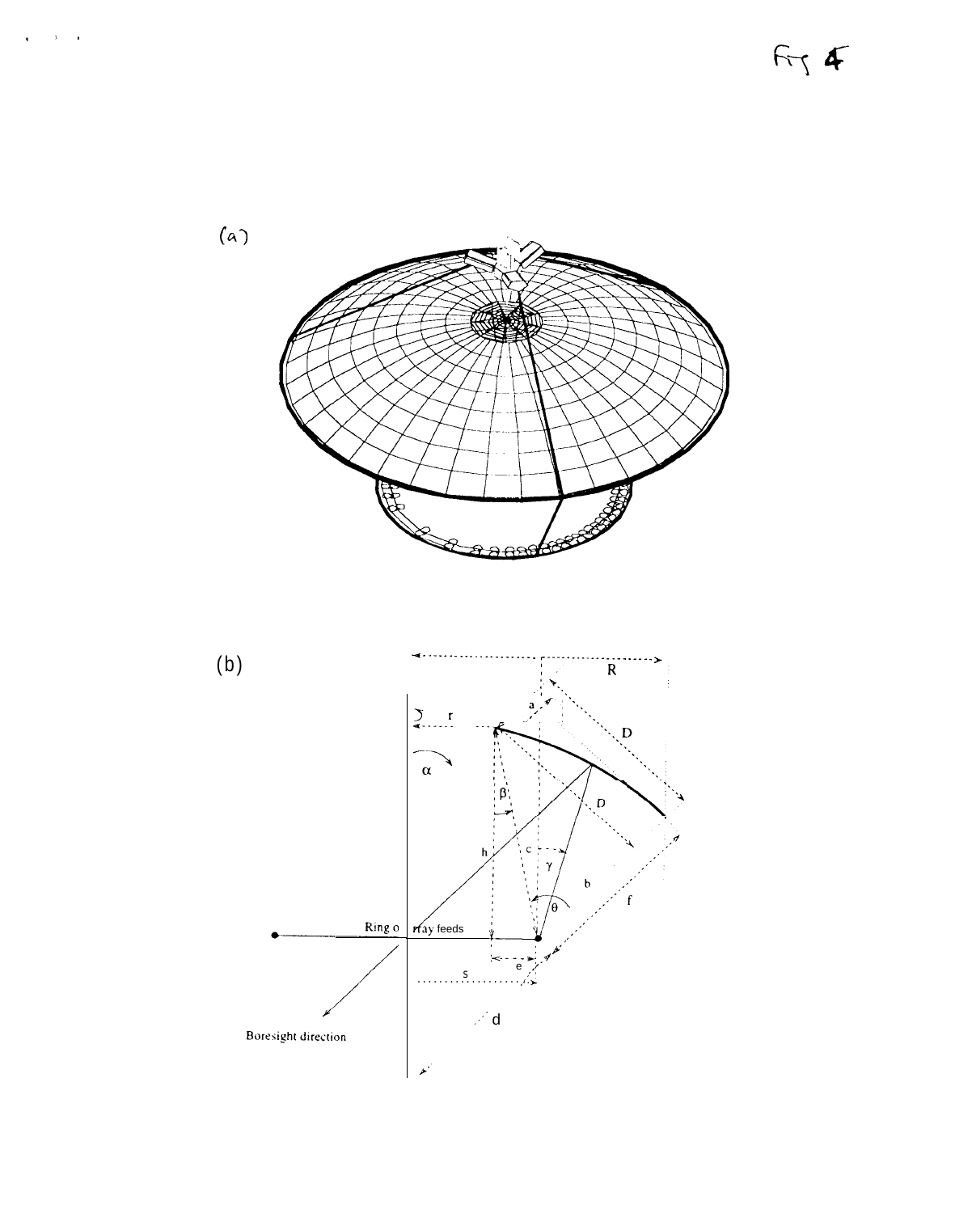Fig 4

(a)

(b)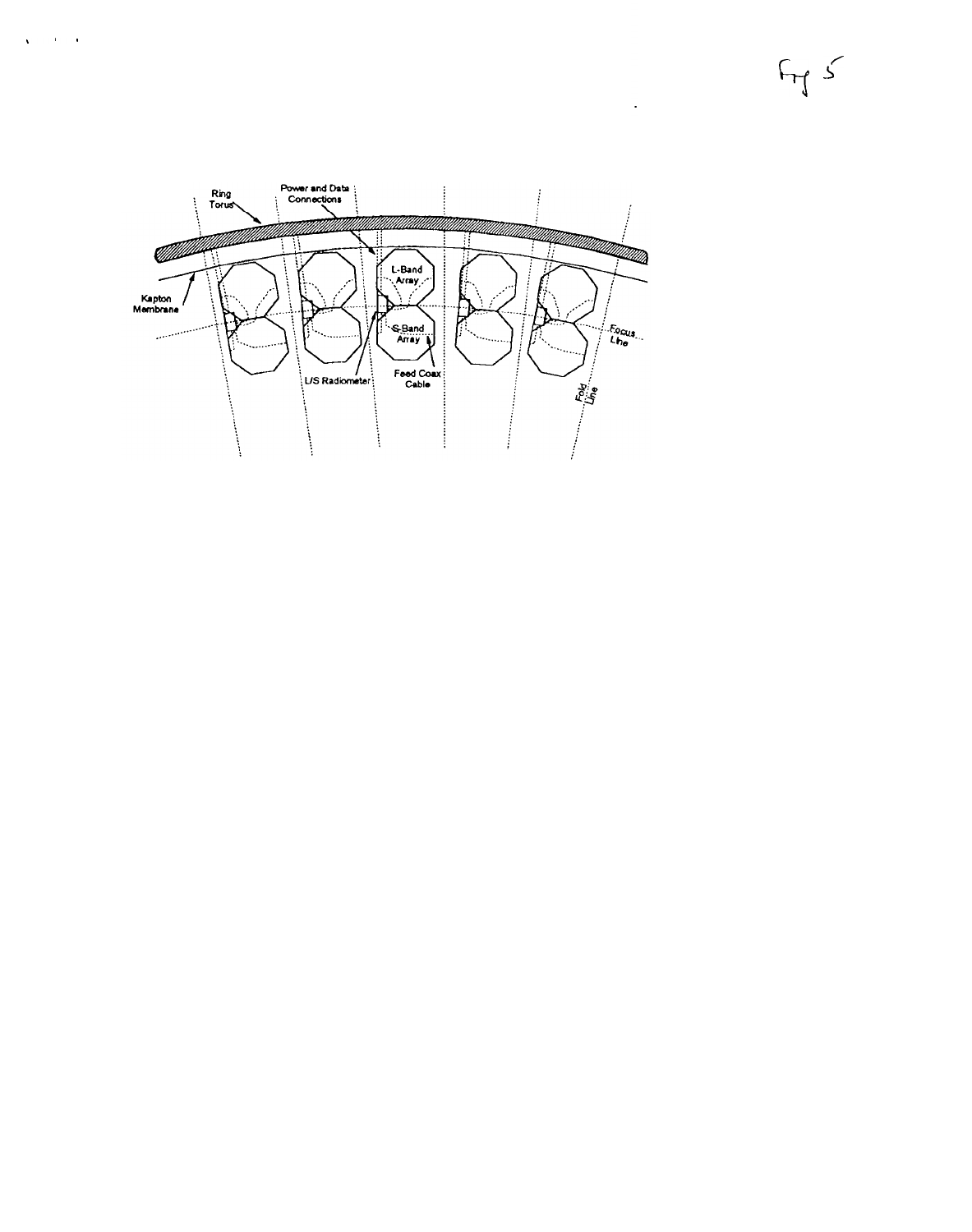Fig 5

Ring Torus

Power and Data Connections

Kapton Membrane

L-Band Array

S-Band Array

L/S Radiometer

Feed Coax Cable

Focus Line

Fold Line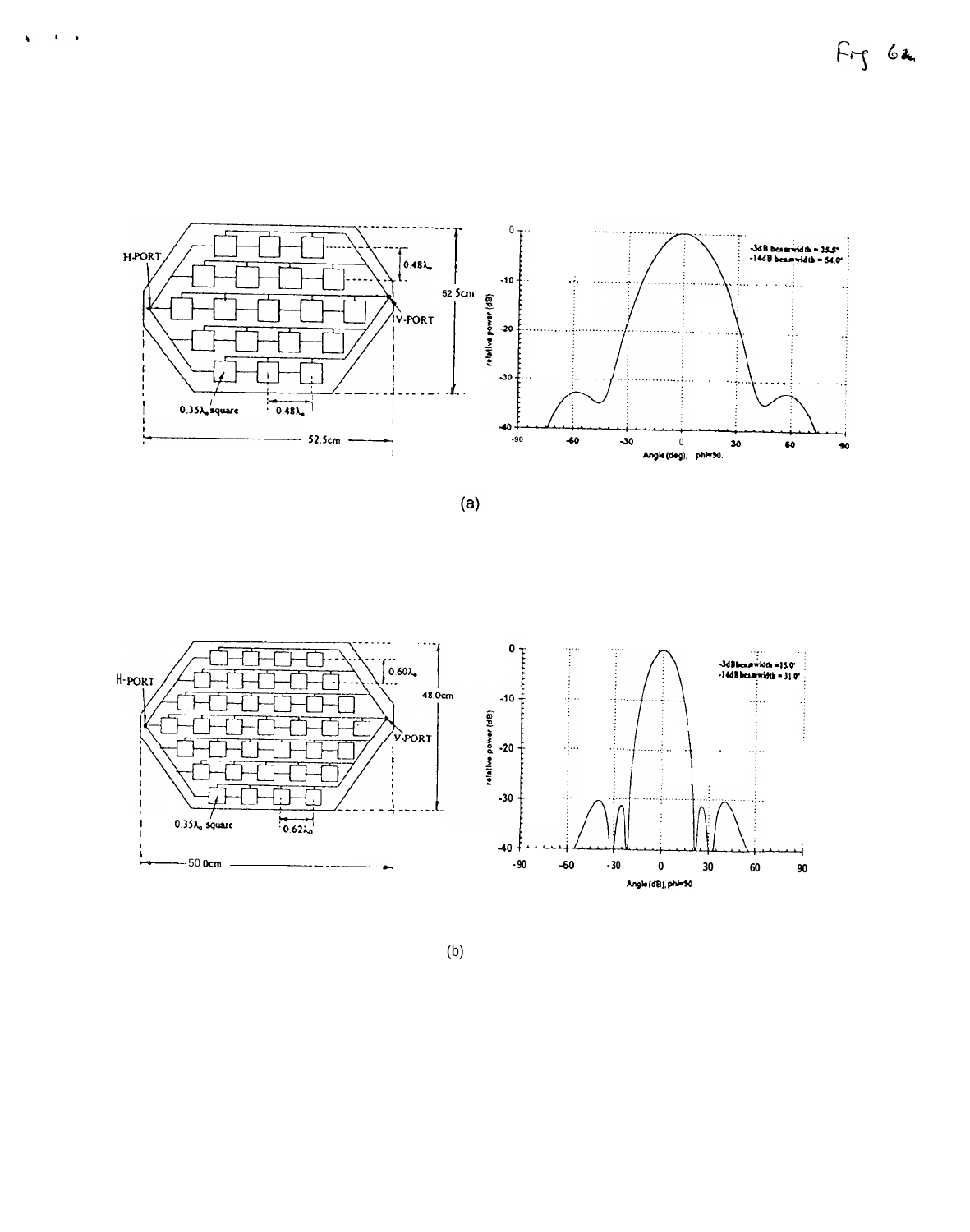Fig 6a

H-PORT

$0.48\lambda_o$

52.5cm

V-PORT

$0.35\lambda_o$ square

$0.48\lambda_o$

52.5cm

-3dB beamwidth = 35.5°
-14dB beamwidth = 54.0°

relative power (dB)

Angle (deg), phi=90.

(a)

H-PORT

$0.60\lambda_o$

48.0cm

V-PORT

$0.35\lambda_o$ square

$0.62\lambda_o$

50.0cm

-3dB beamwidth = 15.0°
-14dB beamwidth = 31.0°

relative power (dB)

Angle (dB), phi=90

(b)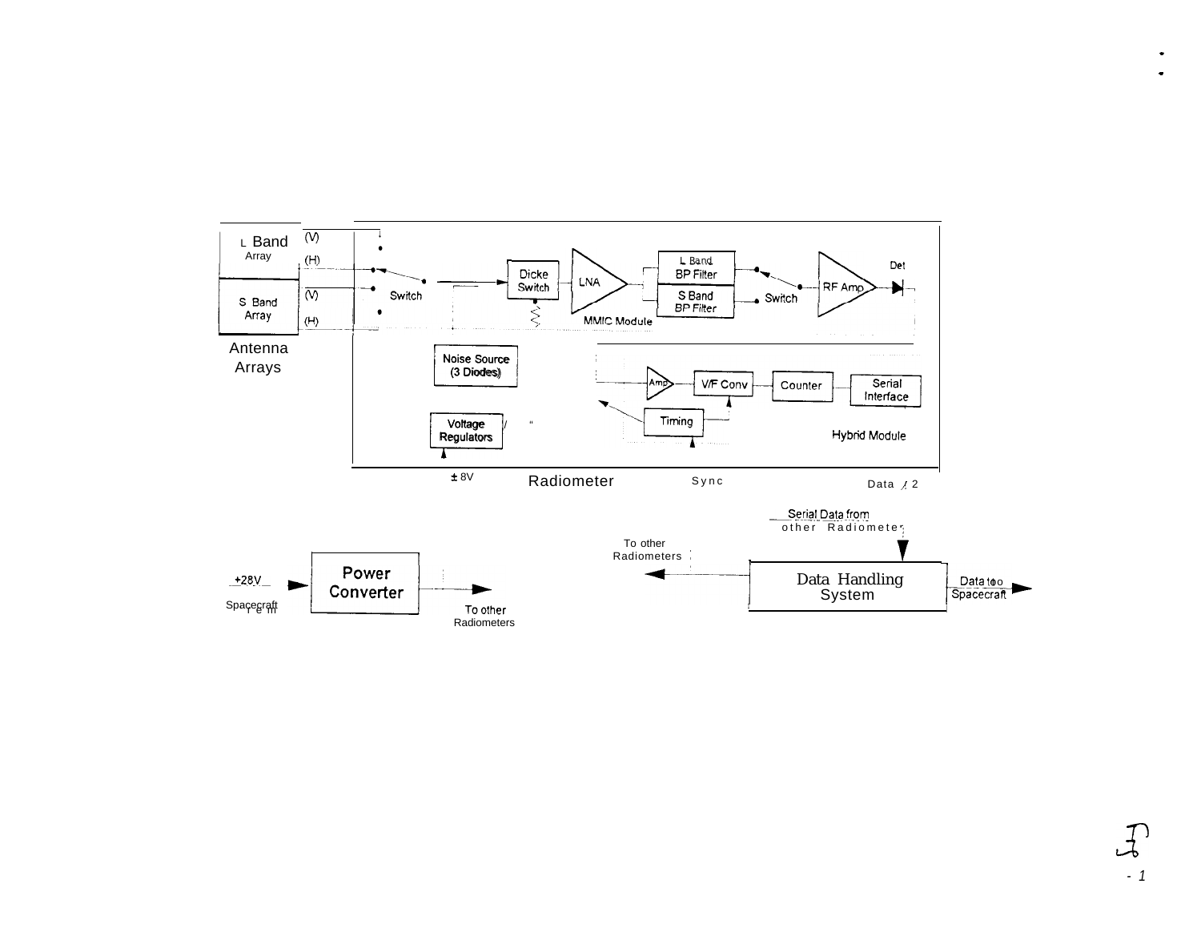L Band Array

(V)

(H)

S Band Array

(V)

(H)

Antenna Arrays

Switch

Dicke Switch

LNA

L Band BP Filter

S Band BP Filter

Switch

RF Amp

Det

MMIC Module

Noise Source (3 Diodes)

Voltage Regulators

Amp

V/F Conv

Counter

Serial Interface

Timing

Hybrid Module

± 8V

Radiometer

Sync

Data

Serial Data from other Radiometers

To other Radiometers

Data Handling System

Data to Spacecraft

+28V Spacecraft

Power Converter

To other Radiometers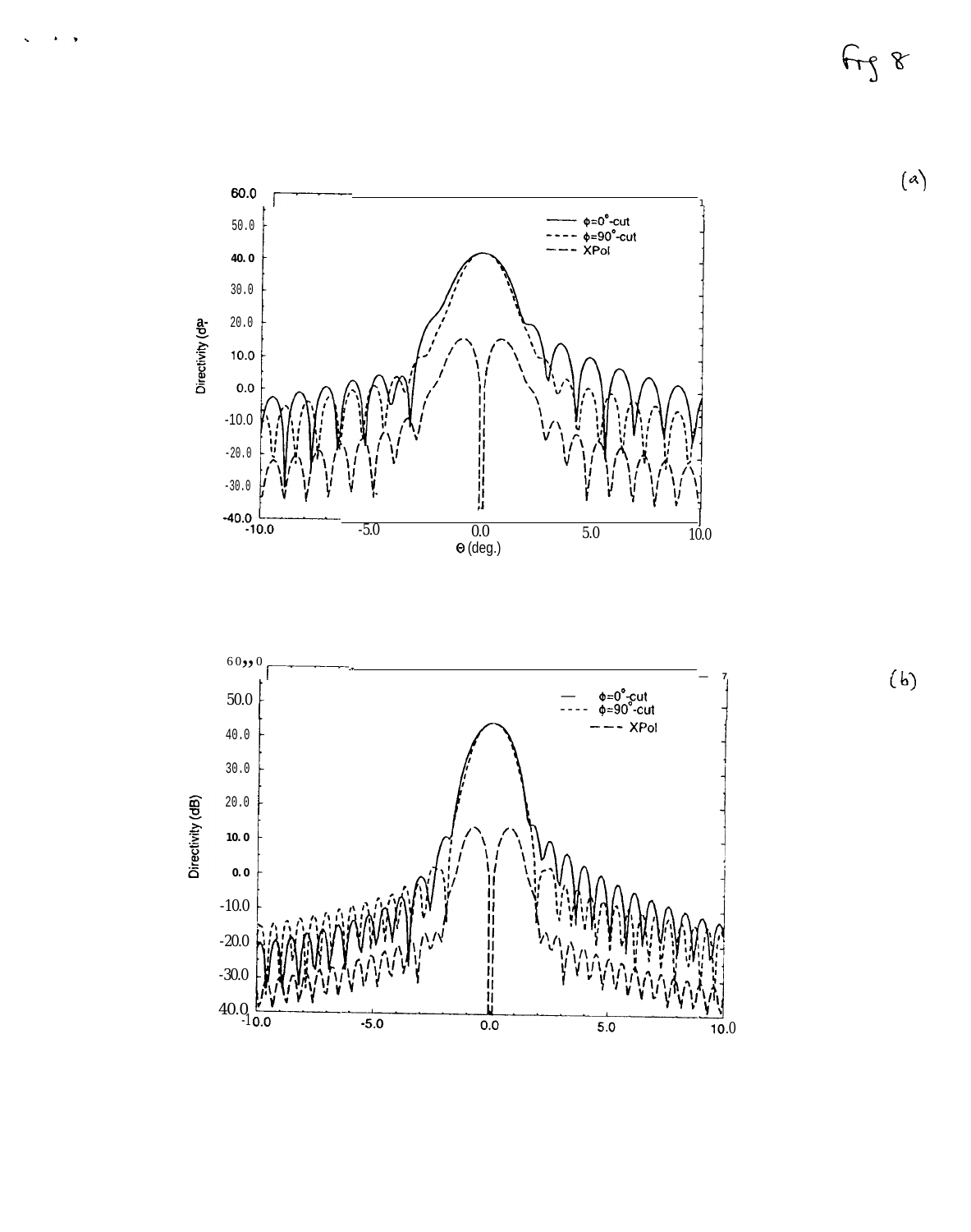Fig 8

(a)

(b)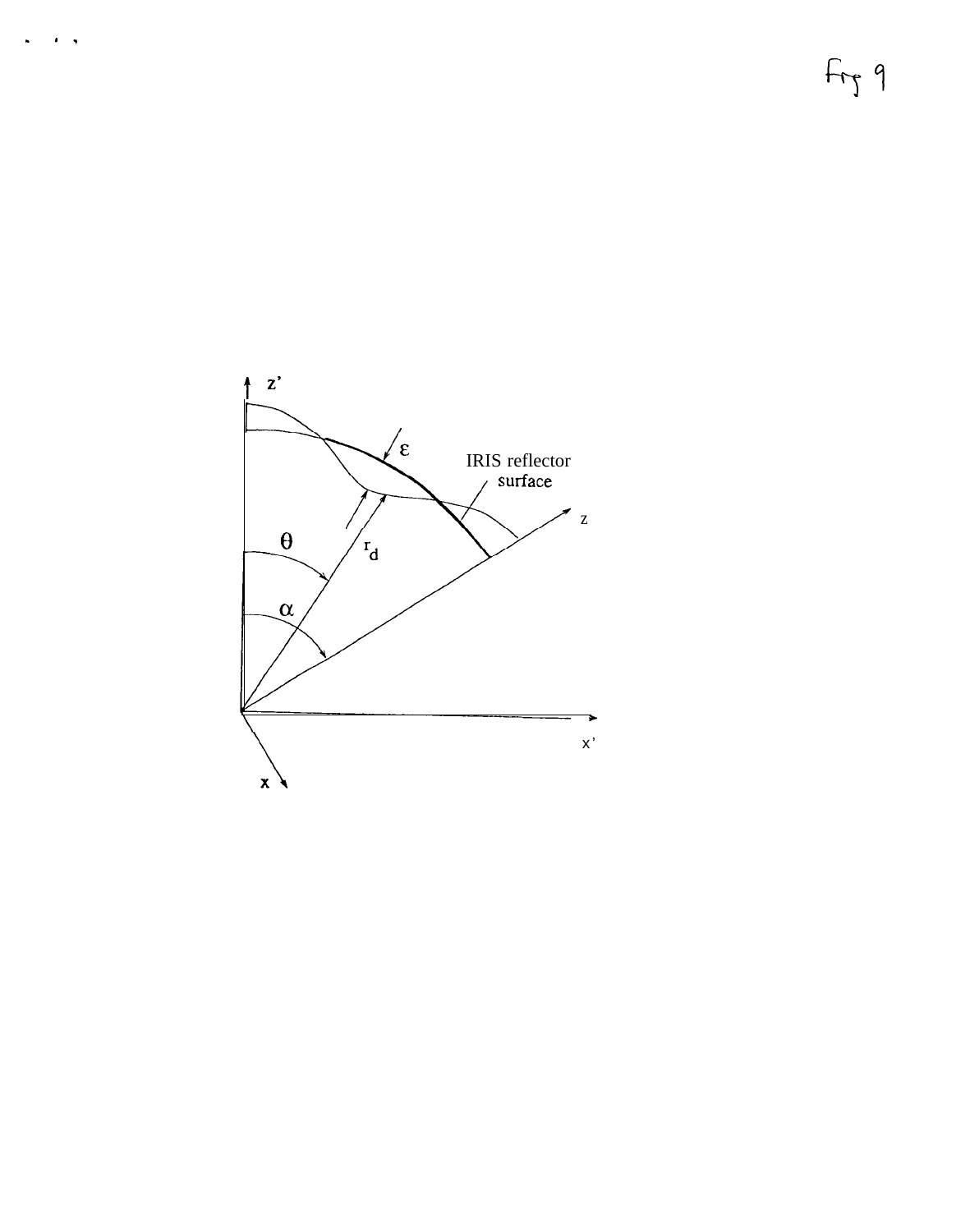Fig 9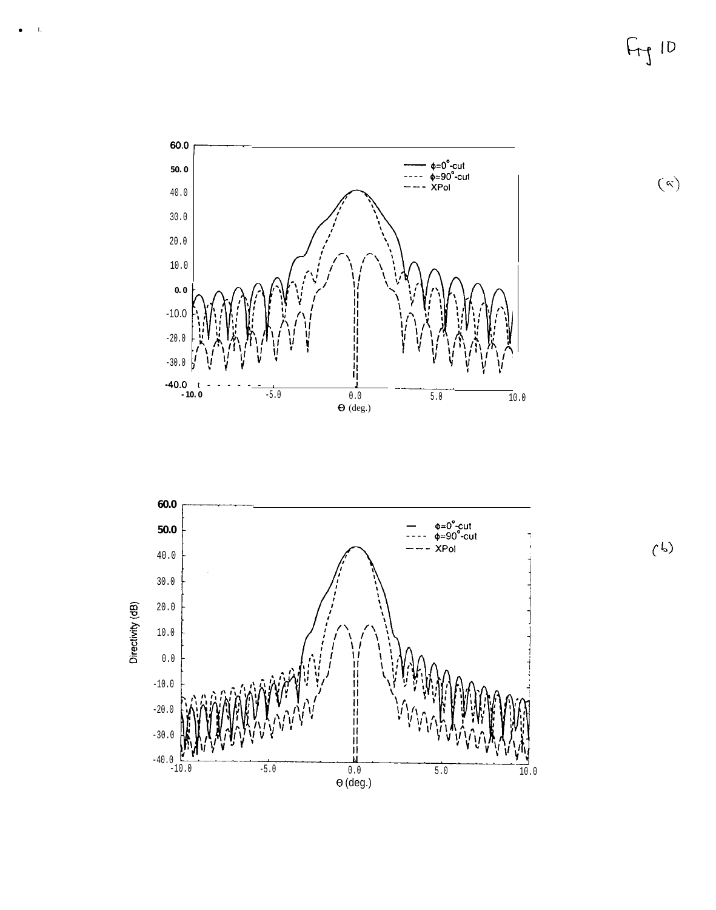Fig 10

(a)

(b)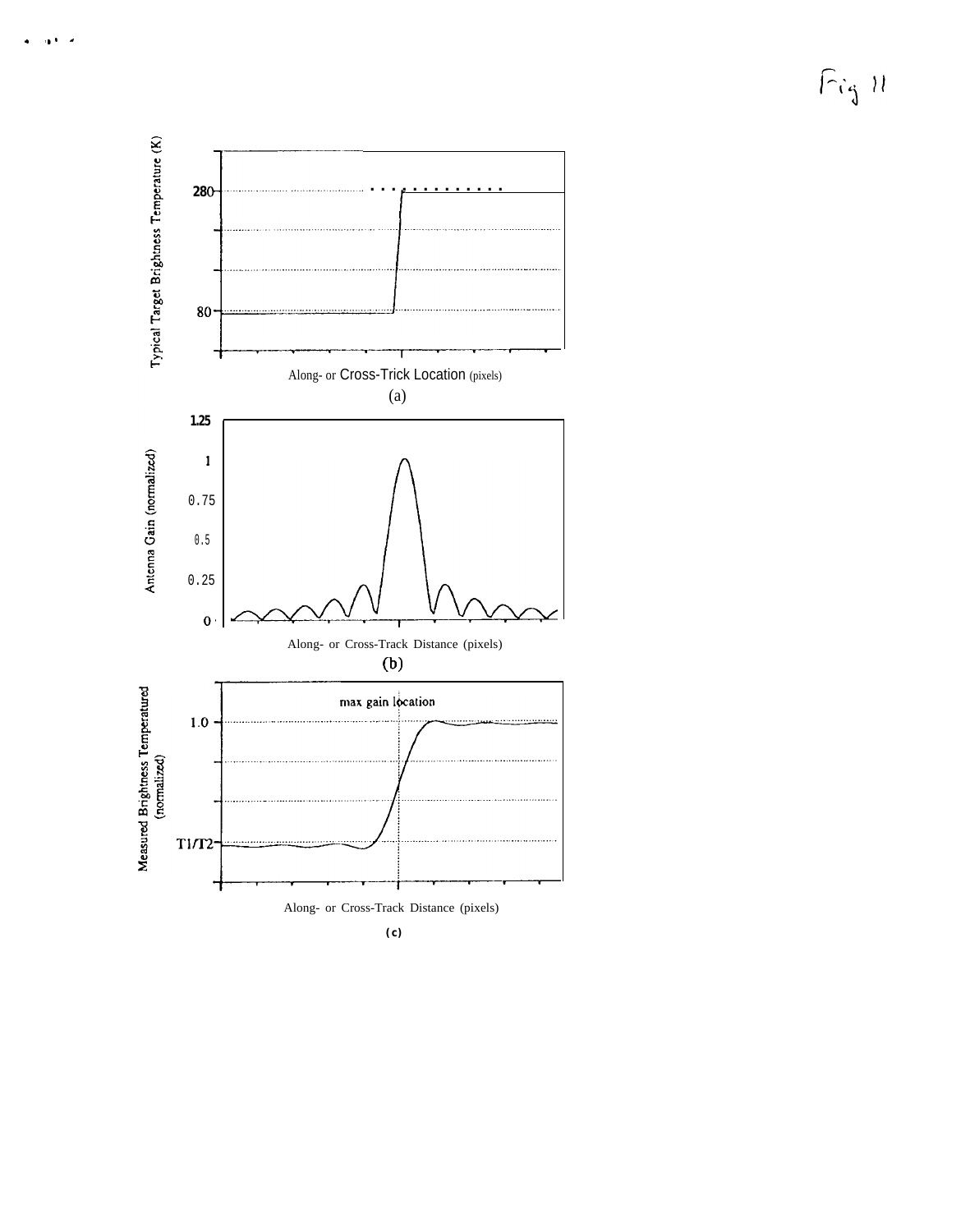Fig 11

Typical Target Brightness Temperature (K)

280

80

Along- or Cross-Trick Location (pixels)

(a)

Antenna Gain (normalized)

1.25

1

0.75

0.5

0.25

0

Along- or Cross-Track Distance (pixels)

(b)

Measured Brightness Temperatured (normalized)

max gain location

1.0

T1/T2

Along- or Cross-Track Distance (pixels)

(c)